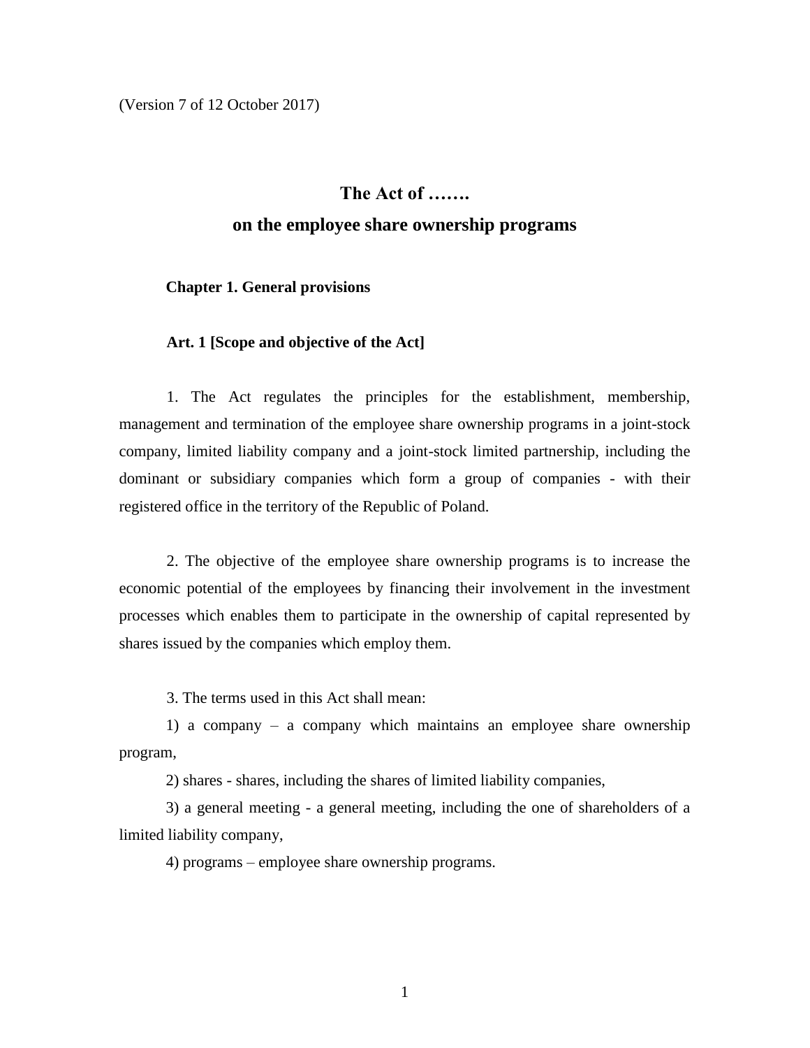(Version 7 of 12 October 2017)

# The Act of …….

# on the employee share ownership programs

## Chapter 1. General provisions

### Art. 1 [Scope and objective of the Act]

1. The Act regulates the principles for the establishment, membership, management and termination of the employee share ownership programs in a joint-stock company, limited liability company and a joint-stock limited partnership, including the dominant or subsidiary companies which form a group of companies - with their registered office in the territory of the Republic of Poland.

2. The objective of the employee share ownership programs is to increase the economic potential of the employees by financing their involvement in the investment processes which enables them to participate in the ownership of capital represented by shares issued by the companies which employ them.

3. The terms used in this Act shall mean:

1) a company – a company which maintains an employee share ownership program,

2) shares - shares, including the shares of limited liability companies,

3) a general meeting - a general meeting, including the one of shareholders of a limited liability company,

4) programs – employee share ownership programs.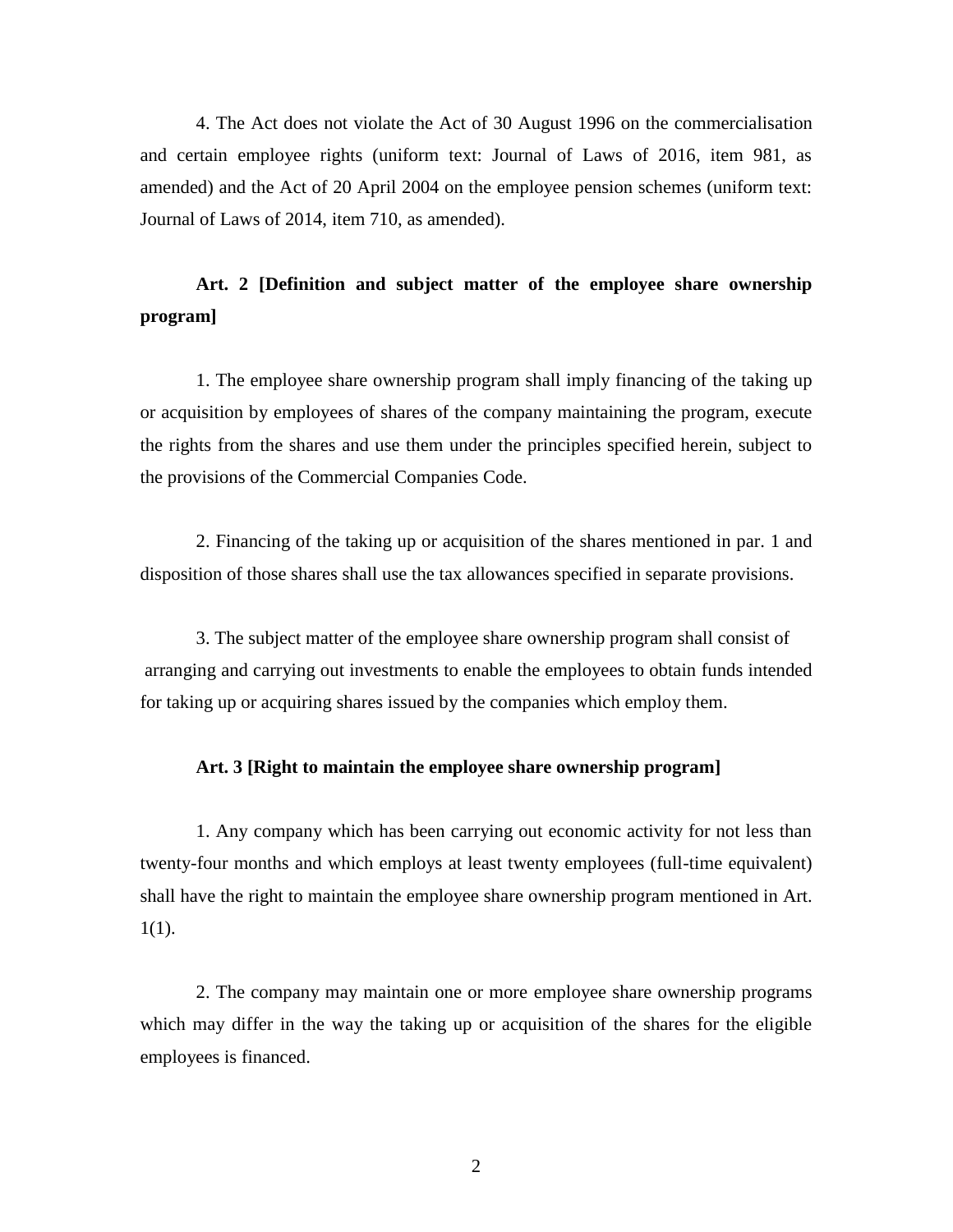4. The Act does not violate the Act of 30 August 1996 on the commercialisation and certain employee rights (uniform text: Journal of Laws of 2016, item 981, as amended) and the Act of 20 April 2004 on the employee pension schemes (uniform text: Journal of Laws of 2014, item 710, as amended).

**Art. 2 [Definition and subject matter of the employee share ownership program]**

1. The employee share ownership program shall imply financing of the taking up or acquisition by employees of shares of the company maintaining the program, execute the rights from the shares and use them under the principles specified herein, subject to the provisions of the Commercial Companies Code.

2. Financing of the taking up or acquisition of the shares mentioned in par. 1 and disposition of those shares shall use the tax allowances specified in separate provisions.

3. The subject matter of the employee share ownership program shall consist of arranging and carrying out investments to enable the employees to obtain funds intended for taking up or acquiring shares issued by the companies which employ them.

**Art. 3 [Right to maintain the employee share ownership program]**

1. Any company which has been carrying out economic activity for not less than twenty-four months and which employs at least twenty employees (full-time equivalent) shall have the right to maintain the employee share ownership program mentioned in Art. 1(1).

2. The company may maintain one or more employee share ownership programs which may differ in the way the taking up or acquisition of the shares for the eligible employees is financed.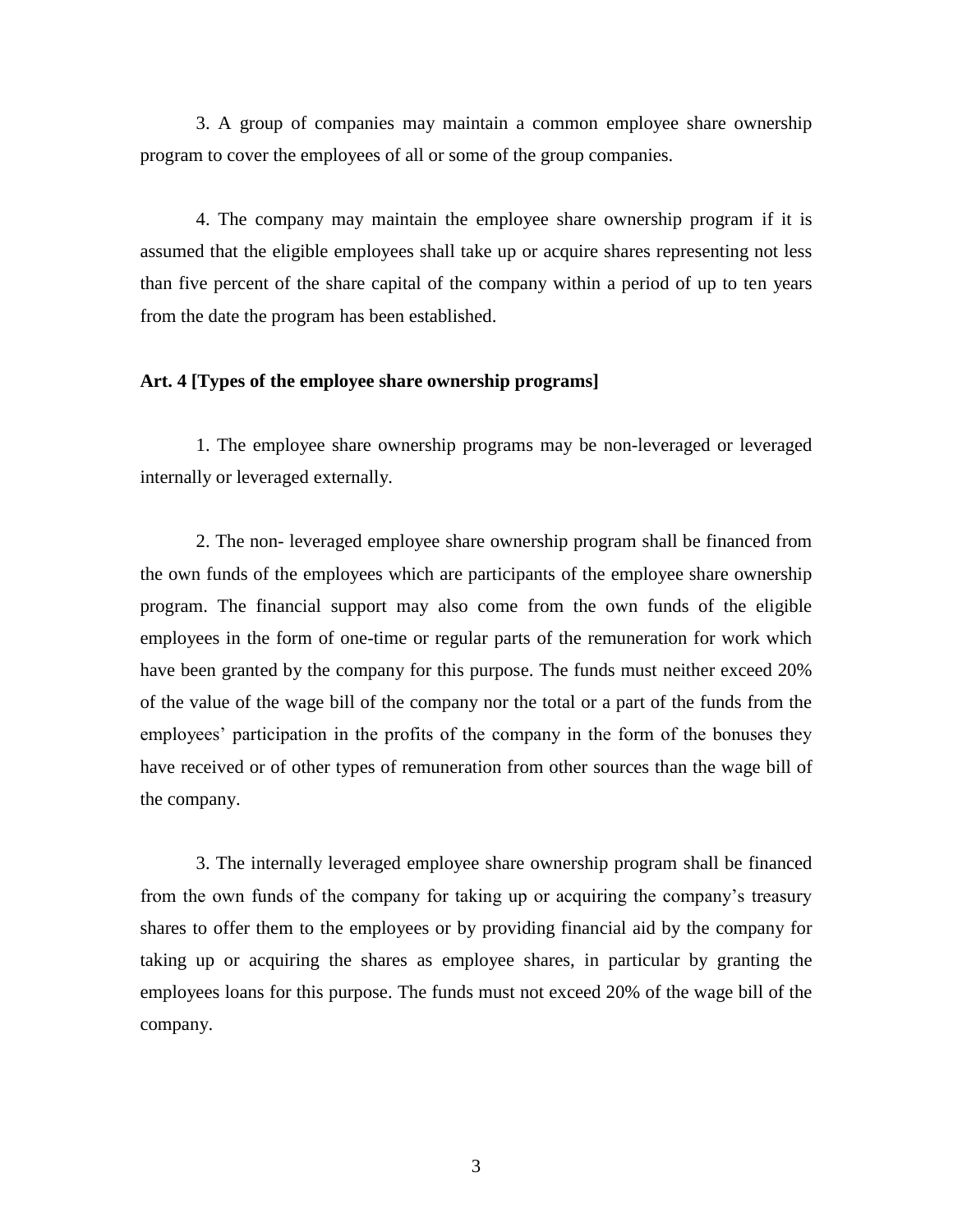3. A group of companies may maintain a common employee share ownership program to cover the employees of all or some of the group companies.

4. The company may maintain the employee share ownership program if it is assumed that the eligible employees shall take up or acquire shares representing not less than five percent of the share capital of the company within a period of up to ten years from the date the program has been established.

**Art. 4 [Types of the employee share ownership programs]**

1. The employee share ownership programs may be non-leveraged or leveraged internally or leveraged externally.

2. The non- leveraged employee share ownership program shall be financed from the own funds of the employees which are participants of the employee share ownership program. The financial support may also come from the own funds of the eligible employees in the form of one-time or regular parts of the remuneration for work which have been granted by the company for this purpose. The funds must neither exceed 20% of the value of the wage bill of the company nor the total or a part of the funds from the employees' participation in the profits of the company in the form of the bonuses they have received or of other types of remuneration from other sources than the wage bill of the company.

3. The internally leveraged employee share ownership program shall be financed from the own funds of the company for taking up or acquiring the company's treasury shares to offer them to the employees or by providing financial aid by the company for taking up or acquiring the shares as employee shares, in particular by granting the employees loans for this purpose. The funds must not exceed 20% of the wage bill of the company.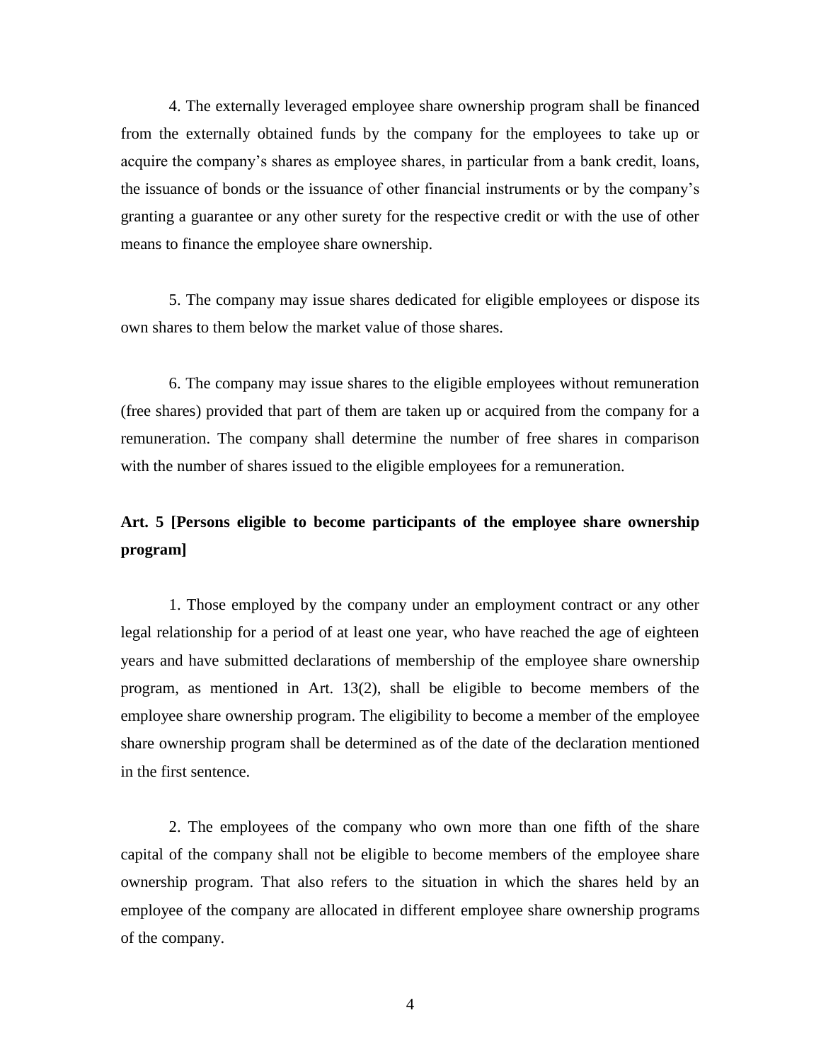4. The externally leveraged employee share ownership program shall be financed from the externally obtained funds by the company for the employees to take up or acquire the company's shares as employee shares, in particular from a bank credit, loans, the issuance of bonds or the issuance of other financial instruments or by the company's granting a guarantee or any other surety for the respective credit or with the use of other means to finance the employee share ownership.

5. The company may issue shares dedicated for eligible employees or dispose its own shares to them below the market value of those shares.

6. The company may issue shares to the eligible employees without remuneration (free shares) provided that part of them are taken up or acquired from the company for a remuneration. The company shall determine the number of free shares in comparison with the number of shares issued to the eligible employees for a remuneration.

## Art. 5 [Persons eligible to become participants of the employee share ownership program]

1. Those employed by the company under an employment contract or any other legal relationship for a period of at least one year, who have reached the age of eighteen years and have submitted declarations of membership of the employee share ownership program, as mentioned in Art. 13(2), shall be eligible to become members of the employee share ownership program. The eligibility to become a member of the employee share ownership program shall be determined as of the date of the declaration mentioned in the first sentence.

2. The employees of the company who own more than one fifth of the share capital of the company shall not be eligible to become members of the employee share ownership program. That also refers to the situation in which the shares held by an employee of the company are allocated in different employee share ownership programs of the company.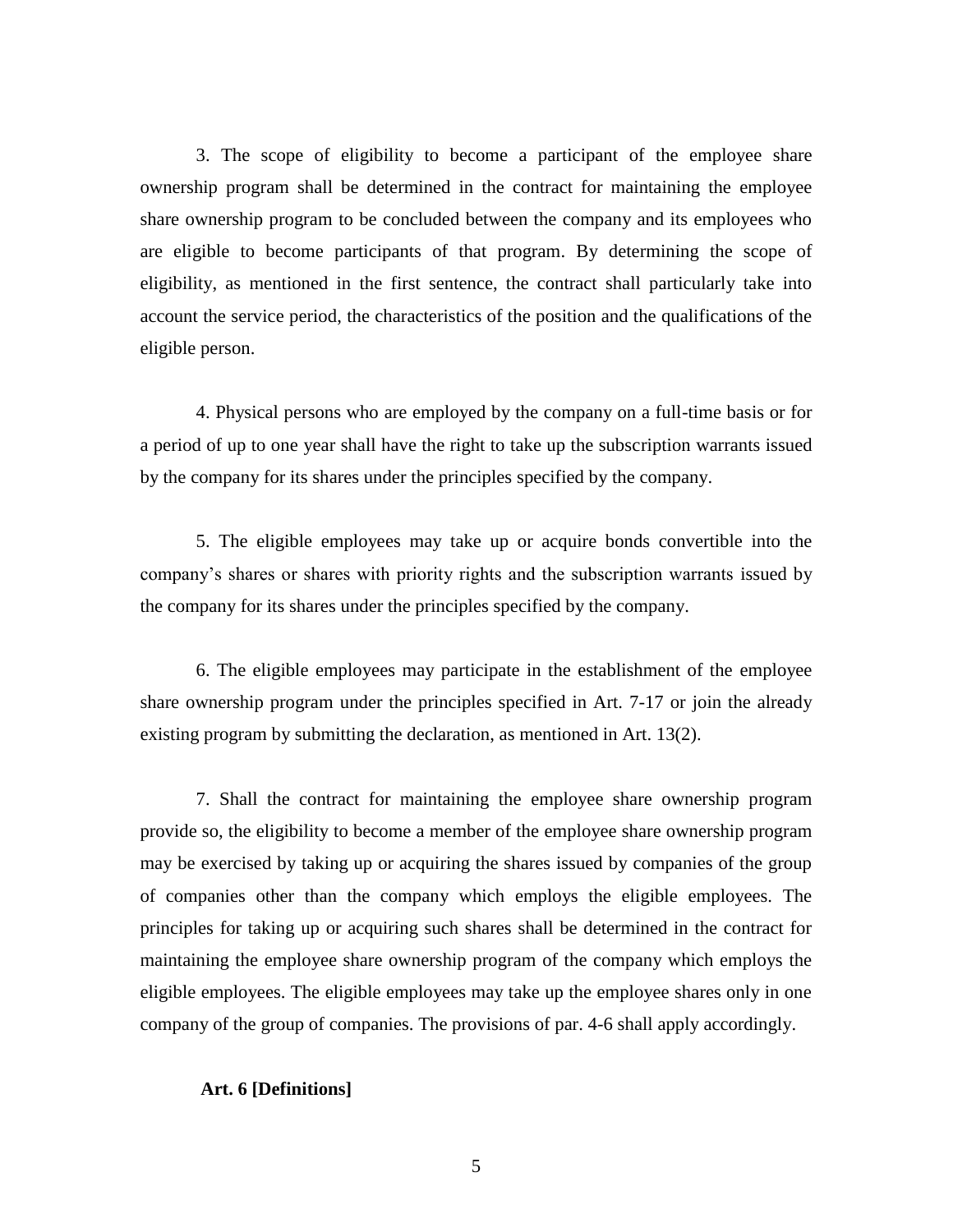3. The scope of eligibility to become a participant of the employee share ownership program shall be determined in the contract for maintaining the employee share ownership program to be concluded between the company and its employees who are eligible to become participants of that program. By determining the scope of eligibility, as mentioned in the first sentence, the contract shall particularly take into account the service period, the characteristics of the position and the qualifications of the eligible person.

4. Physical persons who are employed by the company on a full-time basis or for a period of up to one year shall have the right to take up the subscription warrants issued by the company for its shares under the principles specified by the company.

5. The eligible employees may take up or acquire bonds convertible into the company's shares or shares with priority rights and the subscription warrants issued by the company for its shares under the principles specified by the company.

6. The eligible employees may participate in the establishment of the employee share ownership program under the principles specified in Art. 7-17 or join the already existing program by submitting the declaration, as mentioned in Art. 13(2).

7. Shall the contract for maintaining the employee share ownership program provide so, the eligibility to become a member of the employee share ownership program may be exercised by taking up or acquiring the shares issued by companies of the group of companies other than the company which employs the eligible employees. The principles for taking up or acquiring such shares shall be determined in the contract for maintaining the employee share ownership program of the company which employs the eligible employees. The eligible employees may take up the employee shares only in one company of the group of companies. The provisions of par. 4-6 shall apply accordingly.

**Art. 6 [Definitions]**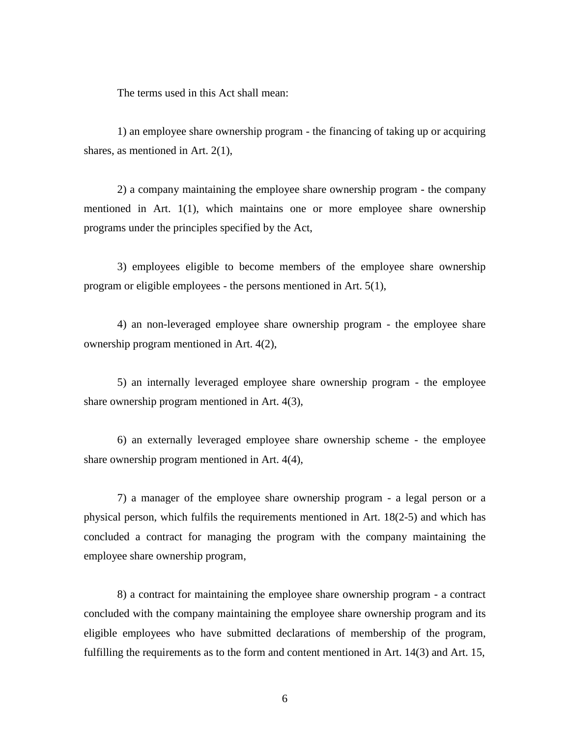The terms used in this Act shall mean:

1) an employee share ownership program - the financing of taking up or acquiring shares, as mentioned in Art. 2(1),

2) a company maintaining the employee share ownership program - the company mentioned in Art. 1(1), which maintains one or more employee share ownership programs under the principles specified by the Act,

3) employees eligible to become members of the employee share ownership program or eligible employees - the persons mentioned in Art. 5(1),

4) an non-leveraged employee share ownership program - the employee share ownership program mentioned in Art. 4(2),

5) an internally leveraged employee share ownership program - the employee share ownership program mentioned in Art. 4(3),

6) an externally leveraged employee share ownership scheme - the employee share ownership program mentioned in Art. 4(4),

7) a manager of the employee share ownership program - a legal person or a physical person, which fulfils the requirements mentioned in Art. 18(2-5) and which has concluded a contract for managing the program with the company maintaining the employee share ownership program,

8) a contract for maintaining the employee share ownership program - a contract concluded with the company maintaining the employee share ownership program and its eligible employees who have submitted declarations of membership of the program, fulfilling the requirements as to the form and content mentioned in Art. 14(3) and Art. 15,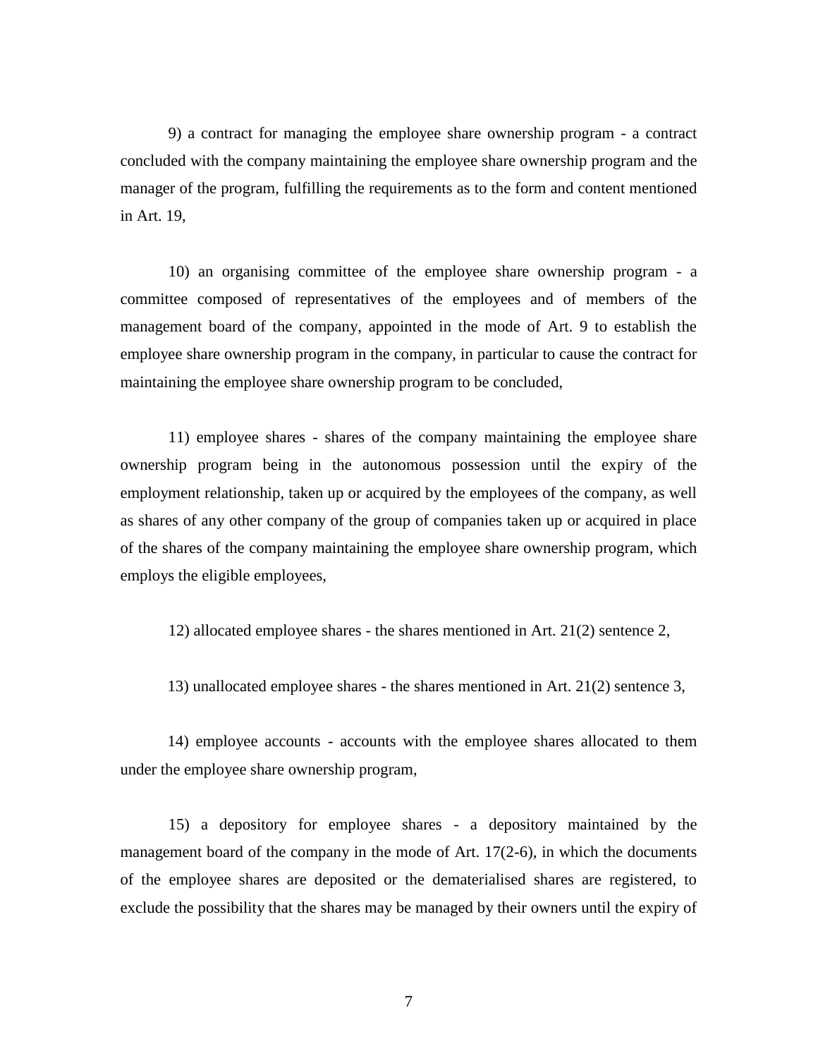9) a contract for managing the employee share ownership program - a contract concluded with the company maintaining the employee share ownership program and the manager of the program, fulfilling the requirements as to the form and content mentioned in Art. 19,

10) an organising committee of the employee share ownership program - a committee composed of representatives of the employees and of members of the management board of the company, appointed in the mode of Art. 9 to establish the employee share ownership program in the company, in particular to cause the contract for maintaining the employee share ownership program to be concluded,

11) employee shares - shares of the company maintaining the employee share ownership program being in the autonomous possession until the expiry of the employment relationship, taken up or acquired by the employees of the company, as well as shares of any other company of the group of companies taken up or acquired in place of the shares of the company maintaining the employee share ownership program, which employs the eligible employees,

12) allocated employee shares - the shares mentioned in Art. 21(2) sentence 2,

13) unallocated employee shares - the shares mentioned in Art. 21(2) sentence 3,

14) employee accounts - accounts with the employee shares allocated to them under the employee share ownership program,

15) a depository for employee shares - a depository maintained by the management board of the company in the mode of Art. 17(2-6), in which the documents of the employee shares are deposited or the dematerialised shares are registered, to exclude the possibility that the shares may be managed by their owners until the expiry of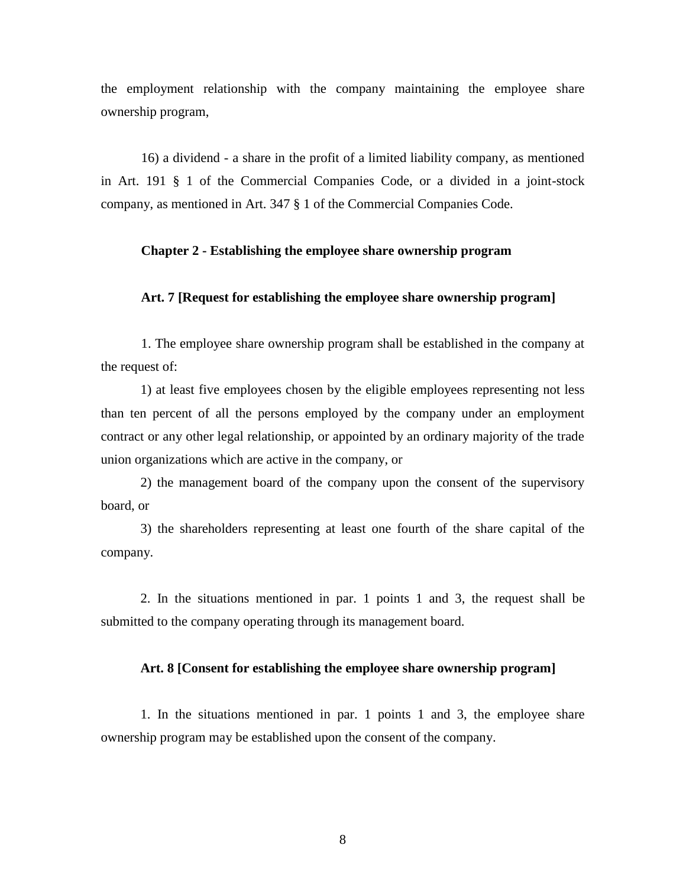the employment relationship with the company maintaining the employee share ownership program,

16) a dividend - a share in the profit of a limited liability company, as mentioned in Art. 191 § 1 of the Commercial Companies Code, or a divided in a joint-stock company, as mentioned in Art. 347 § 1 of the Commercial Companies Code.

## Chapter 2 - Establishing the employee share ownership program

### Art. 7 [Request for establishing the employee share ownership program]

1. The employee share ownership program shall be established in the company at the request of:

1) at least five employees chosen by the eligible employees representing not less than ten percent of all the persons employed by the company under an employment contract or any other legal relationship, or appointed by an ordinary majority of the trade union organizations which are active in the company, or

2) the management board of the company upon the consent of the supervisory board, or

3) the shareholders representing at least one fourth of the share capital of the company.

2. In the situations mentioned in par. 1 points 1 and 3, the request shall be submitted to the company operating through its management board.

### Art. 8 [Consent for establishing the employee share ownership program]

1. In the situations mentioned in par. 1 points 1 and 3, the employee share ownership program may be established upon the consent of the company.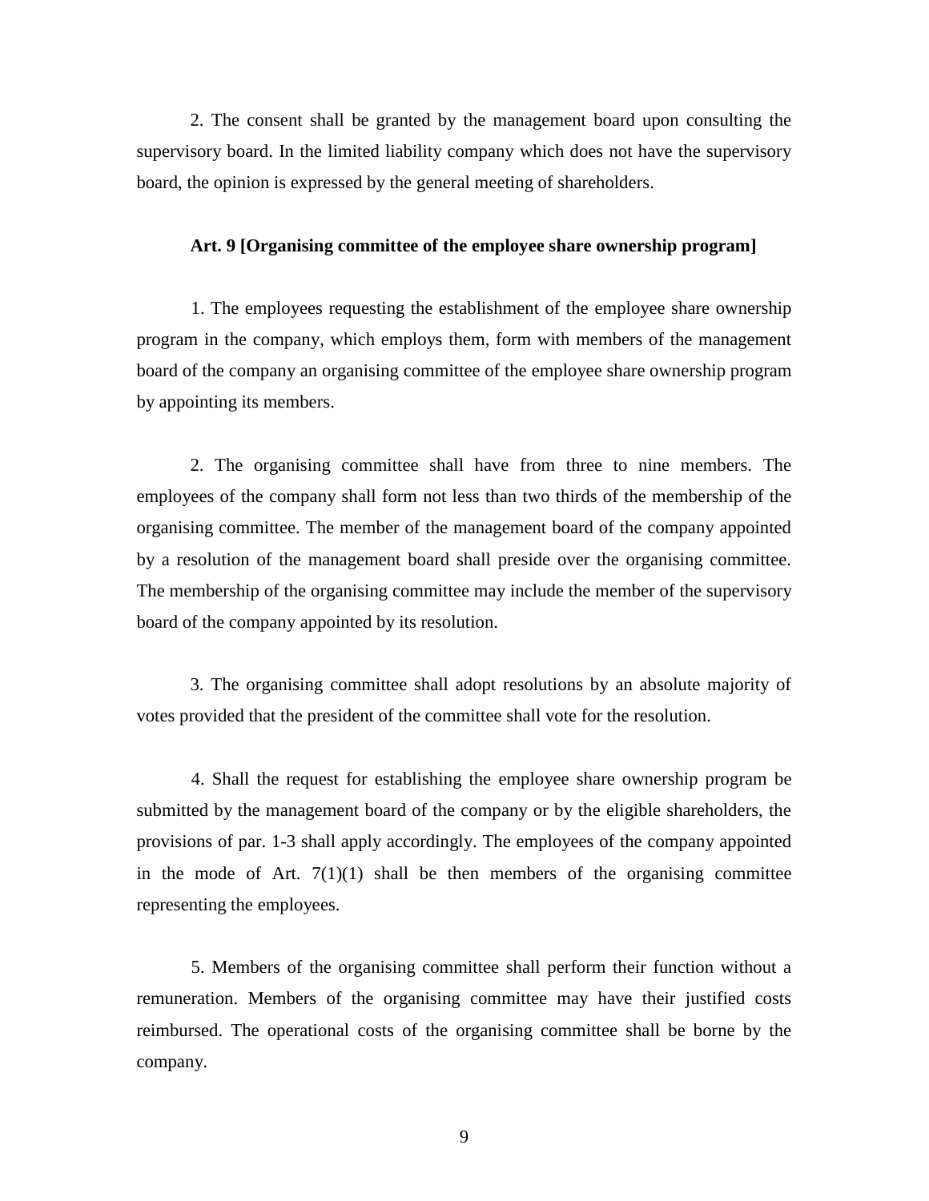2. The consent shall be granted by the management board upon consulting the supervisory board. In the limited liability company which does not have the supervisory board, the opinion is expressed by the general meeting of shareholders.

**Art. 9 [Organising committee of the employee share ownership program]**

1. The employees requesting the establishment of the employee share ownership program in the company, which employs them, form with members of the management board of the company an organising committee of the employee share ownership program by appointing its members.

2. The organising committee shall have from three to nine members. The employees of the company shall form not less than two thirds of the membership of the organising committee. The member of the management board of the company appointed by a resolution of the management board shall preside over the organising committee. The membership of the organising committee may include the member of the supervisory board of the company appointed by its resolution.

3. The organising committee shall adopt resolutions by an absolute majority of votes provided that the president of the committee shall vote for the resolution.

4. Shall the request for establishing the employee share ownership program be submitted by the management board of the company or by the eligible shareholders, the provisions of par. 1-3 shall apply accordingly. The employees of the company appointed in the mode of Art. 7(1)(1) shall be then members of the organising committee representing the employees.

5. Members of the organising committee shall perform their function without a remuneration. Members of the organising committee may have their justified costs reimbursed. The operational costs of the organising committee shall be borne by the company.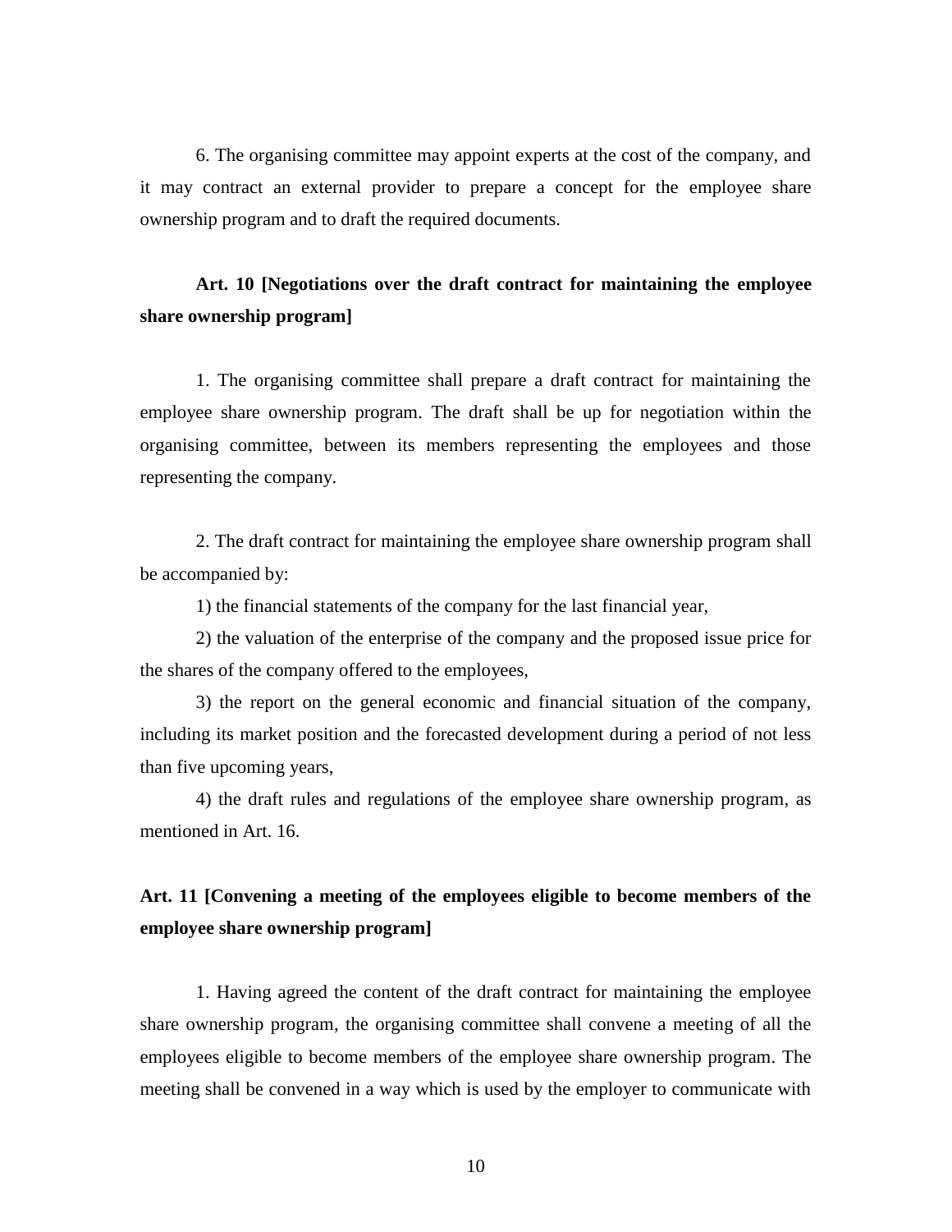6. The organising committee may appoint experts at the cost of the company, and it may contract an external provider to prepare a concept for the employee share ownership program and to draft the required documents.

**Art. 10 [Negotiations over the draft contract for maintaining the employee share ownership program]**

1. The organising committee shall prepare a draft contract for maintaining the employee share ownership program. The draft shall be up for negotiation within the organising committee, between its members representing the employees and those representing the company.

2. The draft contract for maintaining the employee share ownership program shall be accompanied by:

1) the financial statements of the company for the last financial year,

2) the valuation of the enterprise of the company and the proposed issue price for the shares of the company offered to the employees,

3) the report on the general economic and financial situation of the company, including its market position and the forecasted development during a period of not less than five upcoming years,

4) the draft rules and regulations of the employee share ownership program, as mentioned in Art. 16.

**Art. 11 [Convening a meeting of the employees eligible to become members of the employee share ownership program]**

1. Having agreed the content of the draft contract for maintaining the employee share ownership program, the organising committee shall convene a meeting of all the employees eligible to become members of the employee share ownership program. The meeting shall be convened in a way which is used by the employer to communicate with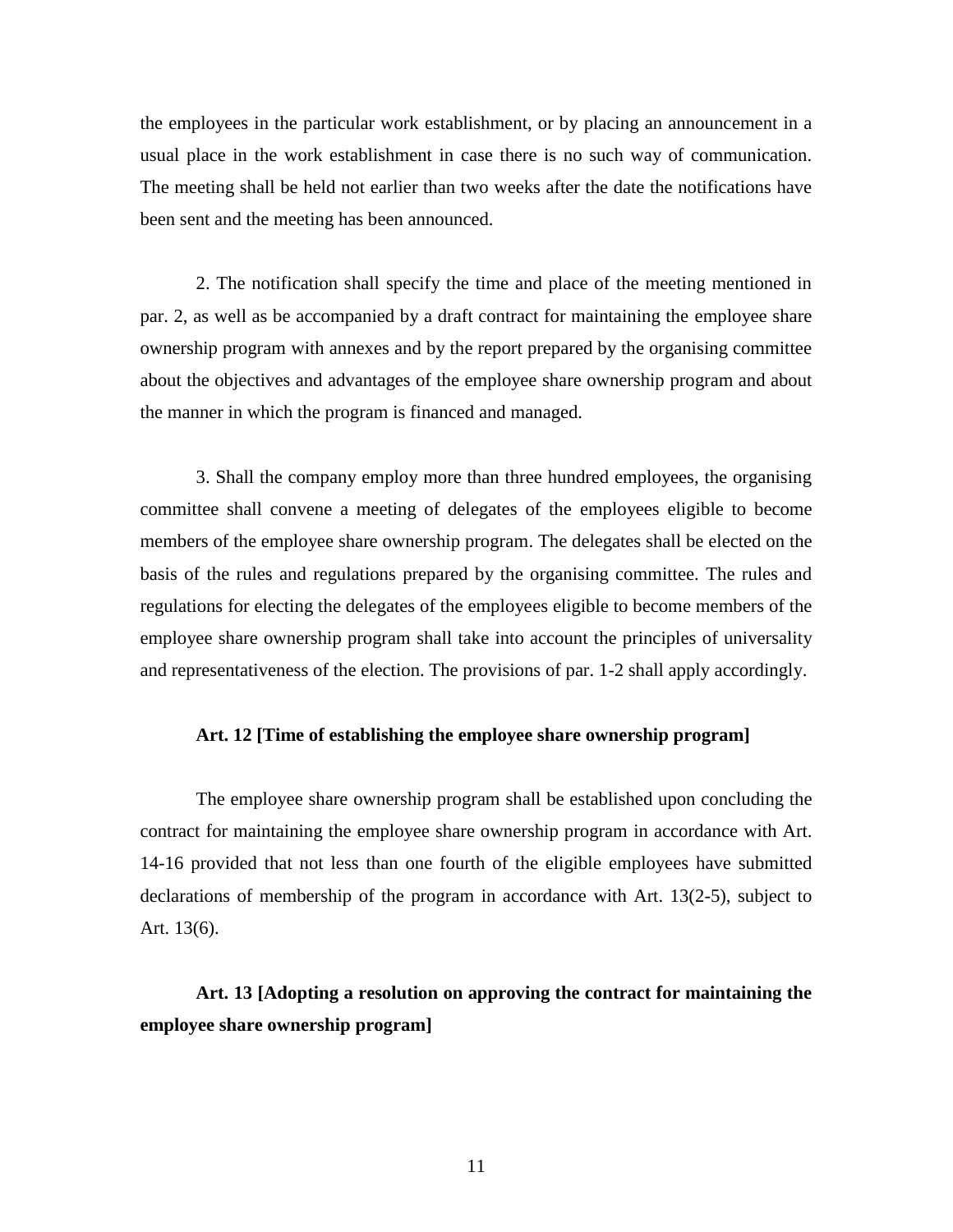the employees in the particular work establishment, or by placing an announcement in a usual place in the work establishment in case there is no such way of communication. The meeting shall be held not earlier than two weeks after the date the notifications have been sent and the meeting has been announced.

2. The notification shall specify the time and place of the meeting mentioned in par. 2, as well as be accompanied by a draft contract for maintaining the employee share ownership program with annexes and by the report prepared by the organising committee about the objectives and advantages of the employee share ownership program and about the manner in which the program is financed and managed.

3. Shall the company employ more than three hundred employees, the organising committee shall convene a meeting of delegates of the employees eligible to become members of the employee share ownership program. The delegates shall be elected on the basis of the rules and regulations prepared by the organising committee. The rules and regulations for electing the delegates of the employees eligible to become members of the employee share ownership program shall take into account the principles of universality and representativeness of the election. The provisions of par. 1-2 shall apply accordingly.

**Art. 12 [Time of establishing the employee share ownership program]**

The employee share ownership program shall be established upon concluding the contract for maintaining the employee share ownership program in accordance with Art. 14-16 provided that not less than one fourth of the eligible employees have submitted declarations of membership of the program in accordance with Art. 13(2-5), subject to Art. 13(6).

**Art. 13 [Adopting a resolution on approving the contract for maintaining the employee share ownership program]**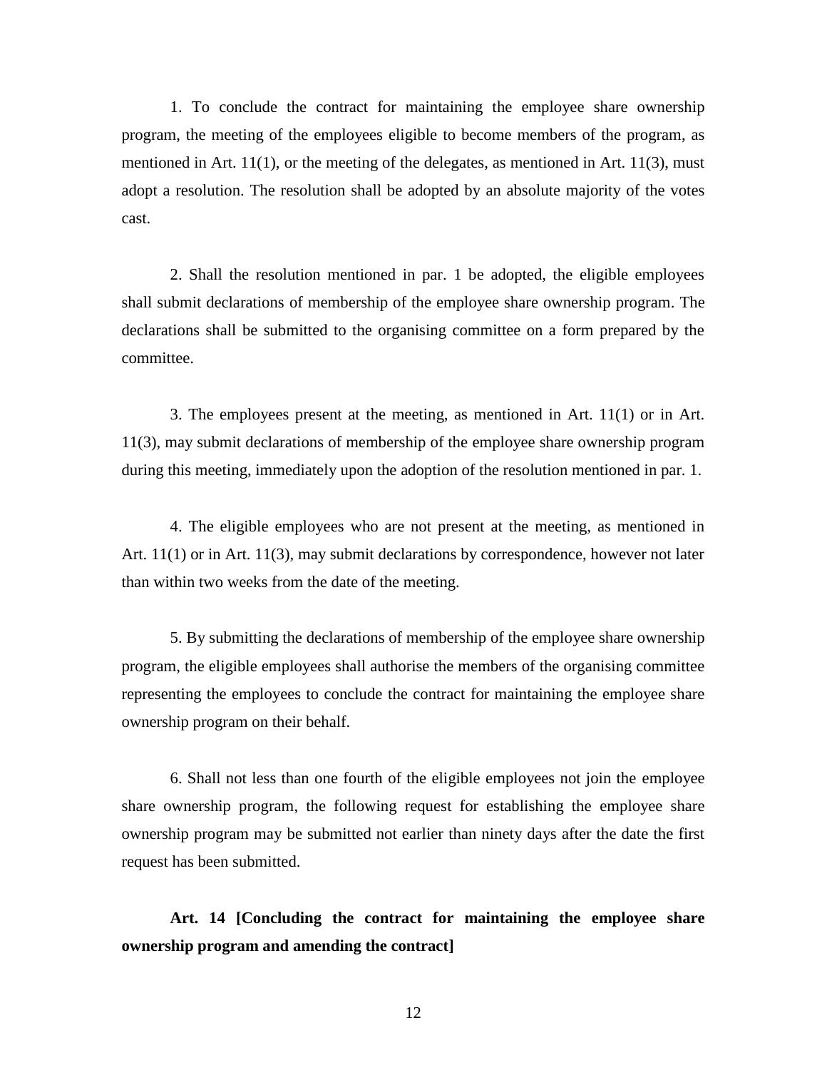1. To conclude the contract for maintaining the employee share ownership program, the meeting of the employees eligible to become members of the program, as mentioned in Art. 11(1), or the meeting of the delegates, as mentioned in Art. 11(3), must adopt a resolution. The resolution shall be adopted by an absolute majority of the votes cast.

2. Shall the resolution mentioned in par. 1 be adopted, the eligible employees shall submit declarations of membership of the employee share ownership program. The declarations shall be submitted to the organising committee on a form prepared by the committee.

3. The employees present at the meeting, as mentioned in Art. 11(1) or in Art. 11(3), may submit declarations of membership of the employee share ownership program during this meeting, immediately upon the adoption of the resolution mentioned in par. 1.

4. The eligible employees who are not present at the meeting, as mentioned in Art. 11(1) or in Art. 11(3), may submit declarations by correspondence, however not later than within two weeks from the date of the meeting.

5. By submitting the declarations of membership of the employee share ownership program, the eligible employees shall authorise the members of the organising committee representing the employees to conclude the contract for maintaining the employee share ownership program on their behalf.

6. Shall not less than one fourth of the eligible employees not join the employee share ownership program, the following request for establishing the employee share ownership program may be submitted not earlier than ninety days after the date the first request has been submitted.

**Art. 14 [Concluding the contract for maintaining the employee share ownership program and amending the contract]**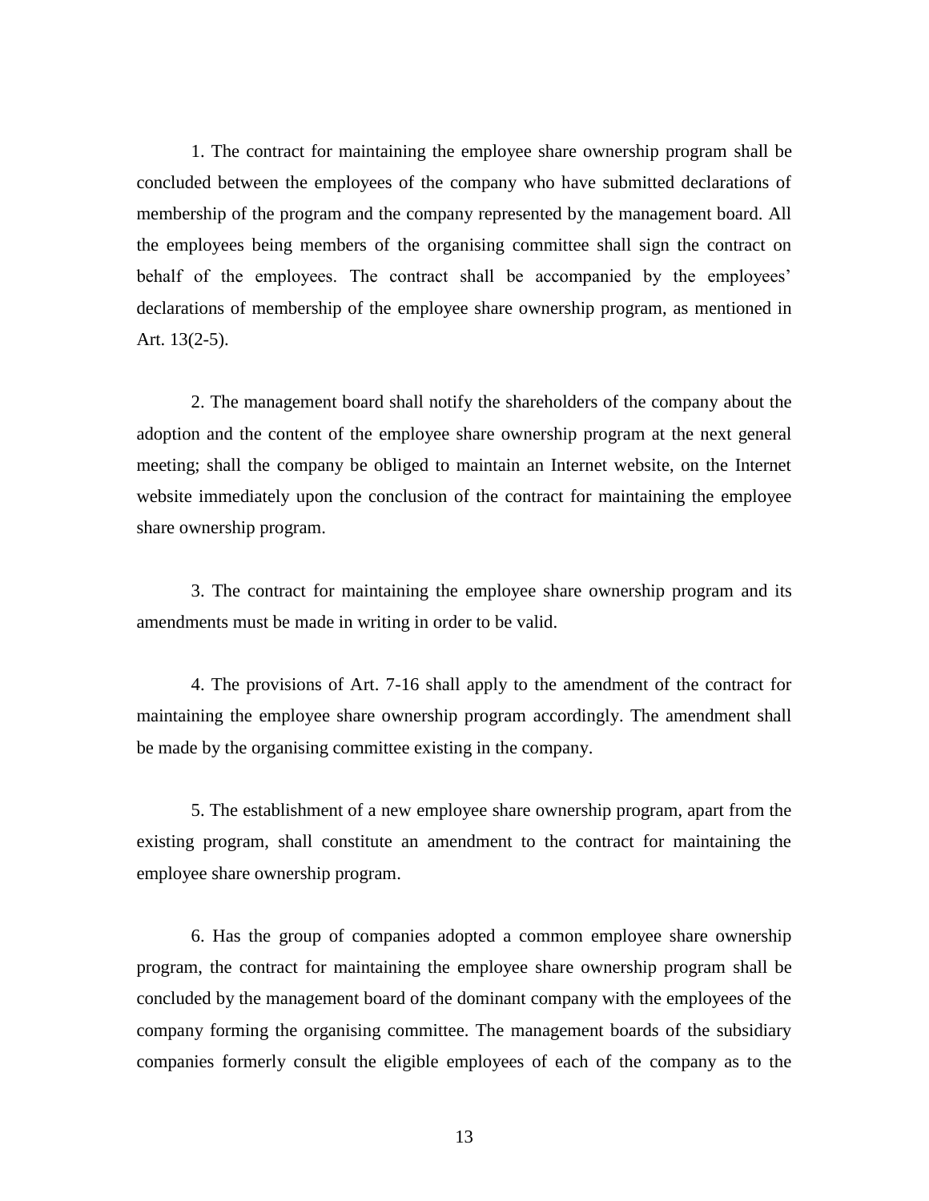1. The contract for maintaining the employee share ownership program shall be concluded between the employees of the company who have submitted declarations of membership of the program and the company represented by the management board. All the employees being members of the organising committee shall sign the contract on behalf of the employees. The contract shall be accompanied by the employees' declarations of membership of the employee share ownership program, as mentioned in Art. 13(2-5).

2. The management board shall notify the shareholders of the company about the adoption and the content of the employee share ownership program at the next general meeting; shall the company be obliged to maintain an Internet website, on the Internet website immediately upon the conclusion of the contract for maintaining the employee share ownership program.

3. The contract for maintaining the employee share ownership program and its amendments must be made in writing in order to be valid.

4. The provisions of Art. 7-16 shall apply to the amendment of the contract for maintaining the employee share ownership program accordingly. The amendment shall be made by the organising committee existing in the company.

5. The establishment of a new employee share ownership program, apart from the existing program, shall constitute an amendment to the contract for maintaining the employee share ownership program.

6. Has the group of companies adopted a common employee share ownership program, the contract for maintaining the employee share ownership program shall be concluded by the management board of the dominant company with the employees of the company forming the organising committee. The management boards of the subsidiary companies formerly consult the eligible employees of each of the company as to the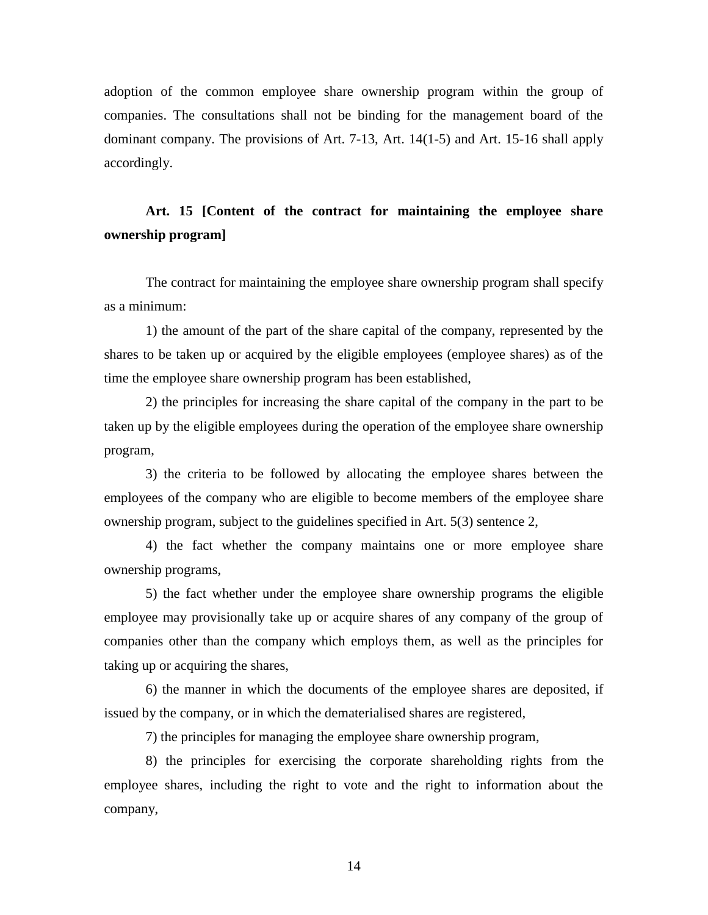adoption of the common employee share ownership program within the group of companies. The consultations shall not be binding for the management board of the dominant company. The provisions of Art. 7-13, Art. 14(1-5) and Art. 15-16 shall apply accordingly.

### Art. 15 [Content of the contract for maintaining the employee share ownership program]

The contract for maintaining the employee share ownership program shall specify as a minimum:

1) the amount of the part of the share capital of the company, represented by the shares to be taken up or acquired by the eligible employees (employee shares) as of the time the employee share ownership program has been established,

2) the principles for increasing the share capital of the company in the part to be taken up by the eligible employees during the operation of the employee share ownership program,

3) the criteria to be followed by allocating the employee shares between the employees of the company who are eligible to become members of the employee share ownership program, subject to the guidelines specified in Art. 5(3) sentence 2,

4) the fact whether the company maintains one or more employee share ownership programs,

5) the fact whether under the employee share ownership programs the eligible employee may provisionally take up or acquire shares of any company of the group of companies other than the company which employs them, as well as the principles for taking up or acquiring the shares,

6) the manner in which the documents of the employee shares are deposited, if issued by the company, or in which the dematerialised shares are registered,

7) the principles for managing the employee share ownership program,

8) the principles for exercising the corporate shareholding rights from the employee shares, including the right to vote and the right to information about the company,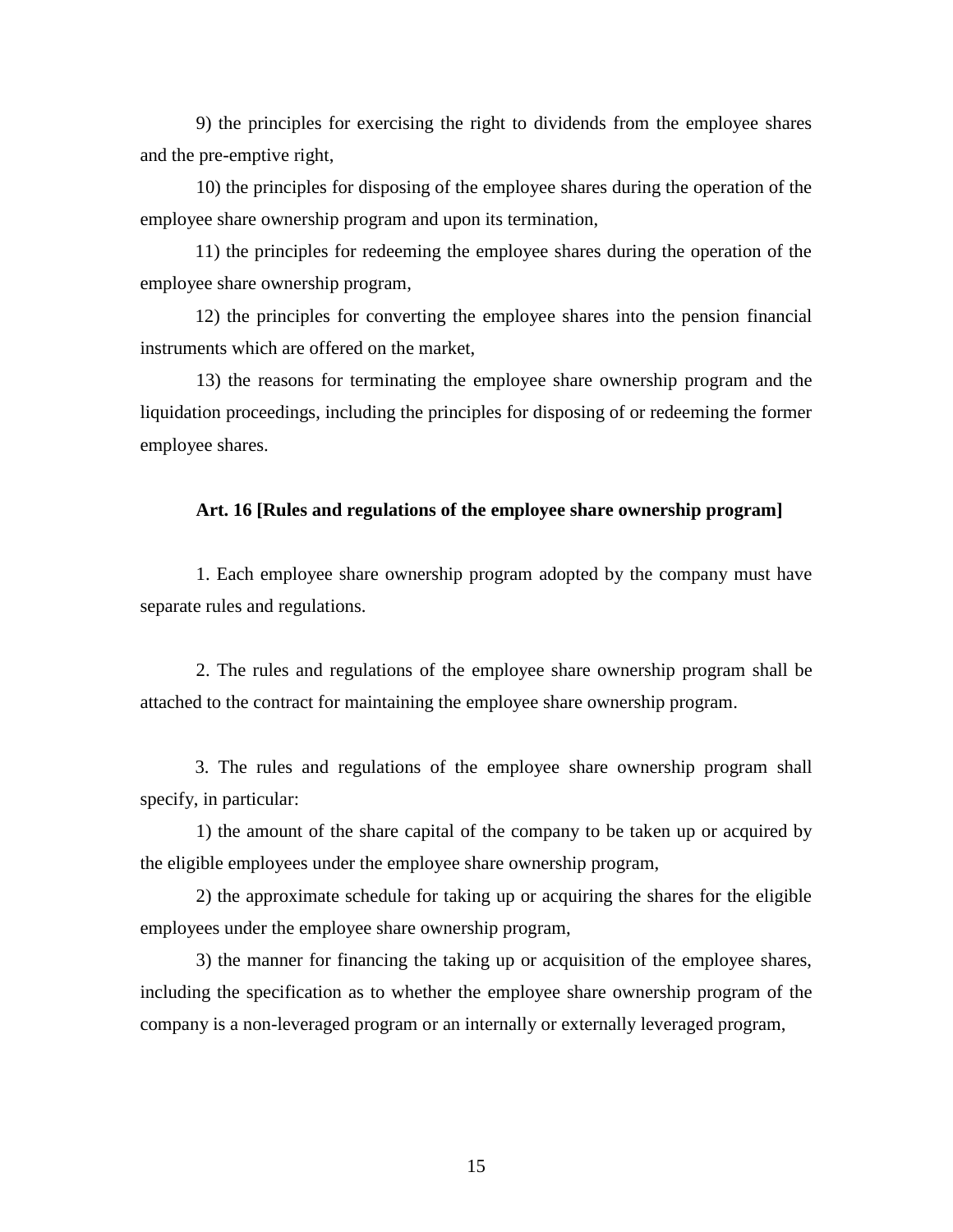9) the principles for exercising the right to dividends from the employee shares and the pre-emptive right,

10) the principles for disposing of the employee shares during the operation of the employee share ownership program and upon its termination,

11) the principles for redeeming the employee shares during the operation of the employee share ownership program,

12) the principles for converting the employee shares into the pension financial instruments which are offered on the market,

13) the reasons for terminating the employee share ownership program and the liquidation proceedings, including the principles for disposing of or redeeming the former employee shares.

**Art. 16 [Rules and regulations of the employee share ownership program]**

1. Each employee share ownership program adopted by the company must have separate rules and regulations.

2. The rules and regulations of the employee share ownership program shall be attached to the contract for maintaining the employee share ownership program.

3. The rules and regulations of the employee share ownership program shall specify, in particular:

1) the amount of the share capital of the company to be taken up or acquired by the eligible employees under the employee share ownership program,

2) the approximate schedule for taking up or acquiring the shares for the eligible employees under the employee share ownership program,

3) the manner for financing the taking up or acquisition of the employee shares, including the specification as to whether the employee share ownership program of the company is a non-leveraged program or an internally or externally leveraged program,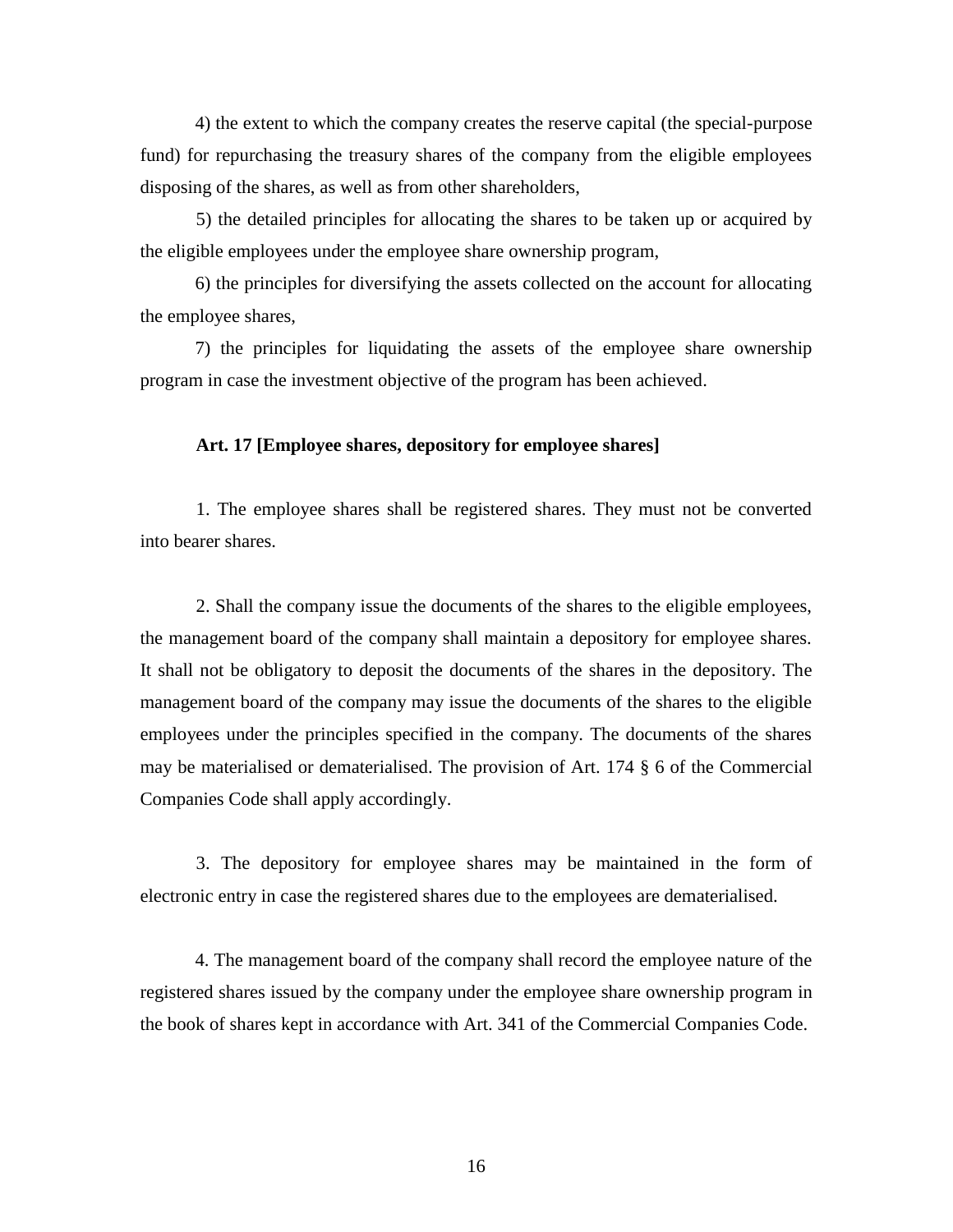4) the extent to which the company creates the reserve capital (the special-purpose fund) for repurchasing the treasury shares of the company from the eligible employees disposing of the shares, as well as from other shareholders,

5) the detailed principles for allocating the shares to be taken up or acquired by the eligible employees under the employee share ownership program,

6) the principles for diversifying the assets collected on the account for allocating the employee shares,

7) the principles for liquidating the assets of the employee share ownership program in case the investment objective of the program has been achieved.

**Art. 17 [Employee shares, depository for employee shares]**

1. The employee shares shall be registered shares. They must not be converted into bearer shares.

2. Shall the company issue the documents of the shares to the eligible employees, the management board of the company shall maintain a depository for employee shares. It shall not be obligatory to deposit the documents of the shares in the depository. The management board of the company may issue the documents of the shares to the eligible employees under the principles specified in the company. The documents of the shares may be materialised or dematerialised. The provision of Art. 174 § 6 of the Commercial Companies Code shall apply accordingly.

3. The depository for employee shares may be maintained in the form of electronic entry in case the registered shares due to the employees are dematerialised.

4. The management board of the company shall record the employee nature of the registered shares issued by the company under the employee share ownership program in the book of shares kept in accordance with Art. 341 of the Commercial Companies Code.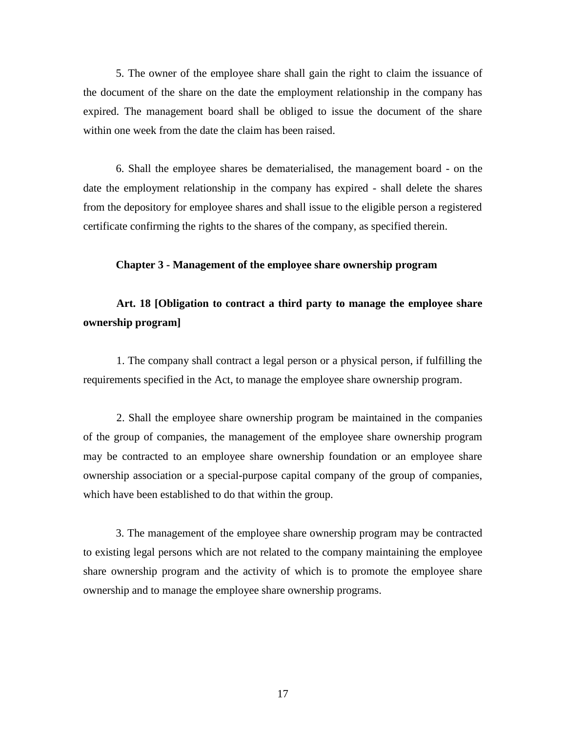5. The owner of the employee share shall gain the right to claim the issuance of the document of the share on the date the employment relationship in the company has expired. The management board shall be obliged to issue the document of the share within one week from the date the claim has been raised.

6. Shall the employee shares be dematerialised, the management board - on the date the employment relationship in the company has expired - shall delete the shares from the depository for employee shares and shall issue to the eligible person a registered certificate confirming the rights to the shares of the company, as specified therein.

## Chapter 3 - Management of the employee share ownership program

### Art. 18 [Obligation to contract a third party to manage the employee share ownership program]

1. The company shall contract a legal person or a physical person, if fulfilling the requirements specified in the Act, to manage the employee share ownership program.

2. Shall the employee share ownership program be maintained in the companies of the group of companies, the management of the employee share ownership program may be contracted to an employee share ownership foundation or an employee share ownership association or a special-purpose capital company of the group of companies, which have been established to do that within the group.

3. The management of the employee share ownership program may be contracted to existing legal persons which are not related to the company maintaining the employee share ownership program and the activity of which is to promote the employee share ownership and to manage the employee share ownership programs.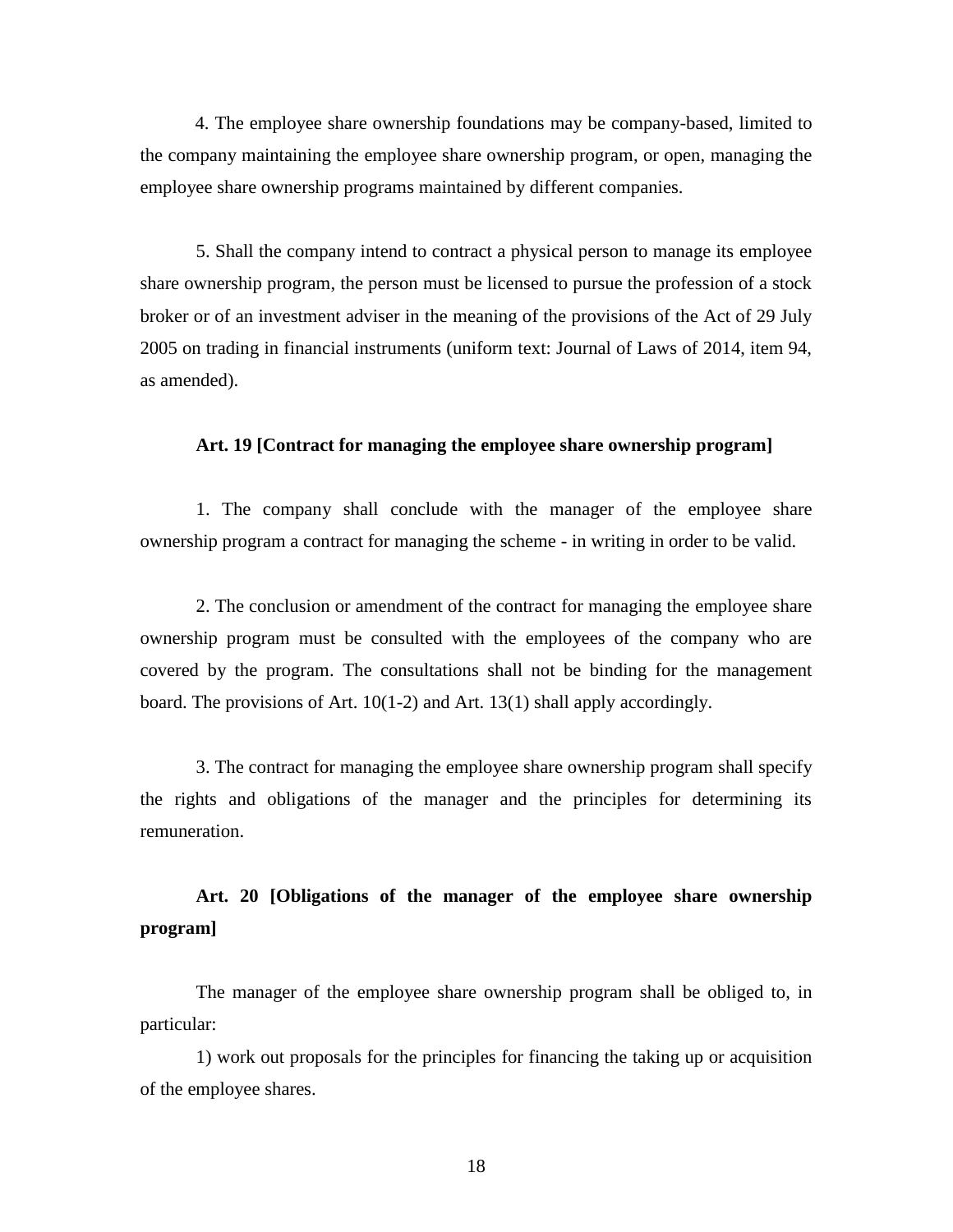4. The employee share ownership foundations may be company-based, limited to the company maintaining the employee share ownership program, or open, managing the employee share ownership programs maintained by different companies.

5. Shall the company intend to contract a physical person to manage its employee share ownership program, the person must be licensed to pursue the profession of a stock broker or of an investment adviser in the meaning of the provisions of the Act of 29 July 2005 on trading in financial instruments (uniform text: Journal of Laws of 2014, item 94, as amended).

**Art. 19 [Contract for managing the employee share ownership program]**

1. The company shall conclude with the manager of the employee share ownership program a contract for managing the scheme - in writing in order to be valid.

2. The conclusion or amendment of the contract for managing the employee share ownership program must be consulted with the employees of the company who are covered by the program. The consultations shall not be binding for the management board. The provisions of Art. 10(1-2) and Art. 13(1) shall apply accordingly.

3. The contract for managing the employee share ownership program shall specify the rights and obligations of the manager and the principles for determining its remuneration.

**Art. 20 [Obligations of the manager of the employee share ownership program]**

The manager of the employee share ownership program shall be obliged to, in particular:

1) work out proposals for the principles for financing the taking up or acquisition of the employee shares.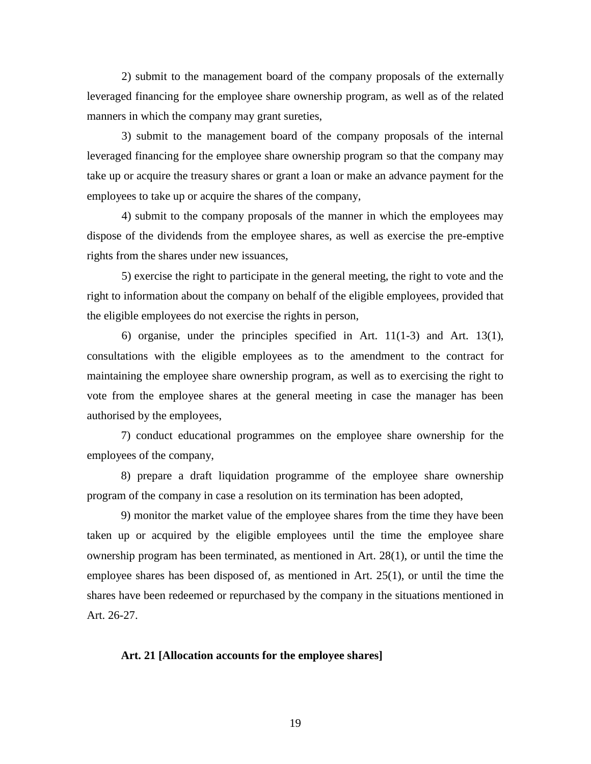2) submit to the management board of the company proposals of the externally leveraged financing for the employee share ownership program, as well as of the related manners in which the company may grant sureties,

3) submit to the management board of the company proposals of the internal leveraged financing for the employee share ownership program so that the company may take up or acquire the treasury shares or grant a loan or make an advance payment for the employees to take up or acquire the shares of the company,

4) submit to the company proposals of the manner in which the employees may dispose of the dividends from the employee shares, as well as exercise the pre-emptive rights from the shares under new issuances,

5) exercise the right to participate in the general meeting, the right to vote and the right to information about the company on behalf of the eligible employees, provided that the eligible employees do not exercise the rights in person,

6) organise, under the principles specified in Art. 11(1-3) and Art. 13(1), consultations with the eligible employees as to the amendment to the contract for maintaining the employee share ownership program, as well as to exercising the right to vote from the employee shares at the general meeting in case the manager has been authorised by the employees,

7) conduct educational programmes on the employee share ownership for the employees of the company,

8) prepare a draft liquidation programme of the employee share ownership program of the company in case a resolution on its termination has been adopted,

9) monitor the market value of the employee shares from the time they have been taken up or acquired by the eligible employees until the time the employee share ownership program has been terminated, as mentioned in Art. 28(1), or until the time the employee shares has been disposed of, as mentioned in Art. 25(1), or until the time the shares have been redeemed or repurchased by the company in the situations mentioned in Art. 26-27.

**Art. 21 [Allocation accounts for the employee shares]**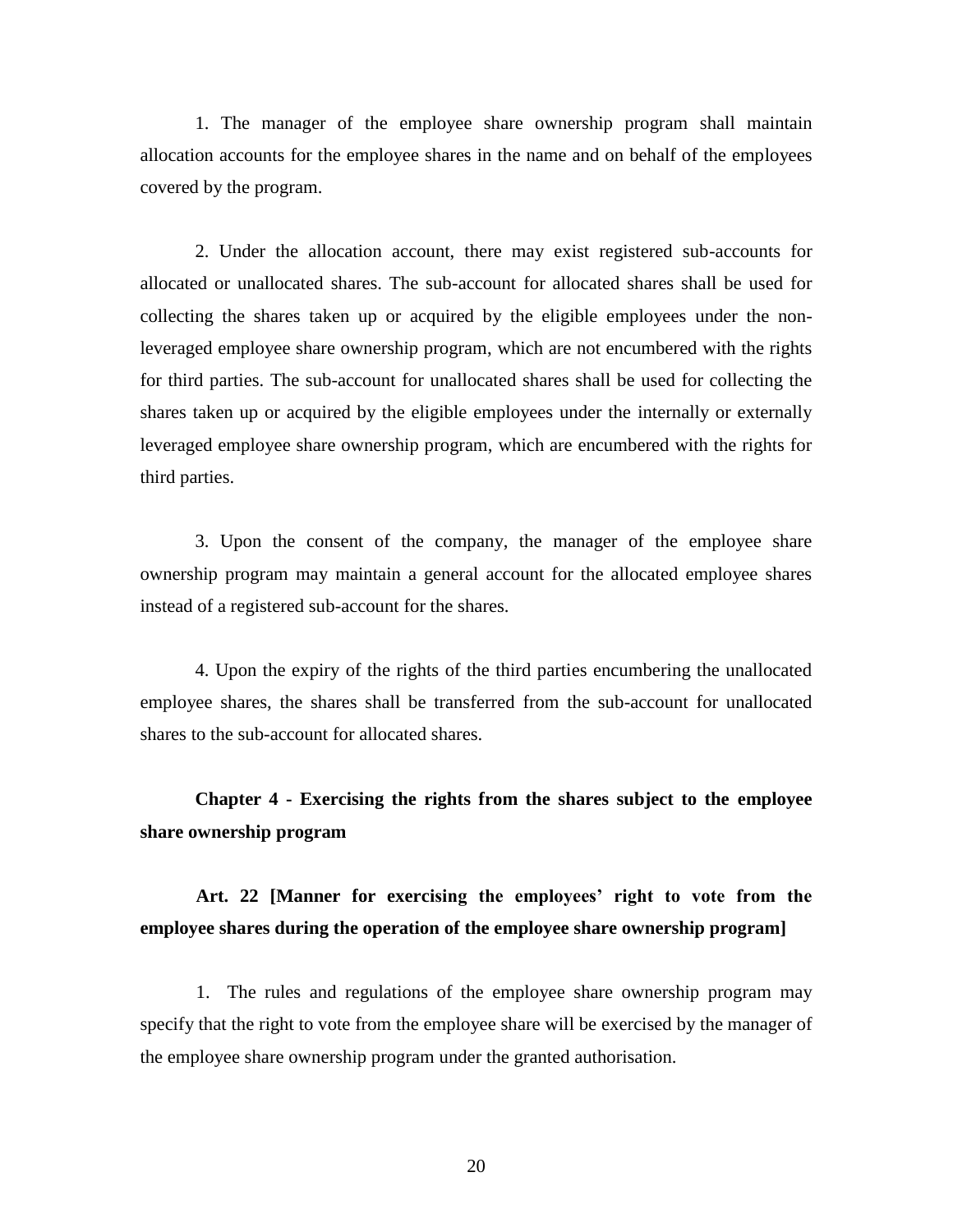1. The manager of the employee share ownership program shall maintain allocation accounts for the employee shares in the name and on behalf of the employees covered by the program.

2. Under the allocation account, there may exist registered sub-accounts for allocated or unallocated shares. The sub-account for allocated shares shall be used for collecting the shares taken up or acquired by the eligible employees under the non-leveraged employee share ownership program, which are not encumbered with the rights for third parties. The sub-account for unallocated shares shall be used for collecting the shares taken up or acquired by the eligible employees under the internally or externally leveraged employee share ownership program, which are encumbered with the rights for third parties.

3. Upon the consent of the company, the manager of the employee share ownership program may maintain a general account for the allocated employee shares instead of a registered sub-account for the shares.

4. Upon the expiry of the rights of the third parties encumbering the unallocated employee shares, the shares shall be transferred from the sub-account for unallocated shares to the sub-account for allocated shares.

## Chapter 4 - Exercising the rights from the shares subject to the employee share ownership program

### Art. 22 [Manner for exercising the employees' right to vote from the employee shares during the operation of the employee share ownership program]

1. The rules and regulations of the employee share ownership program may specify that the right to vote from the employee share will be exercised by the manager of the employee share ownership program under the granted authorisation.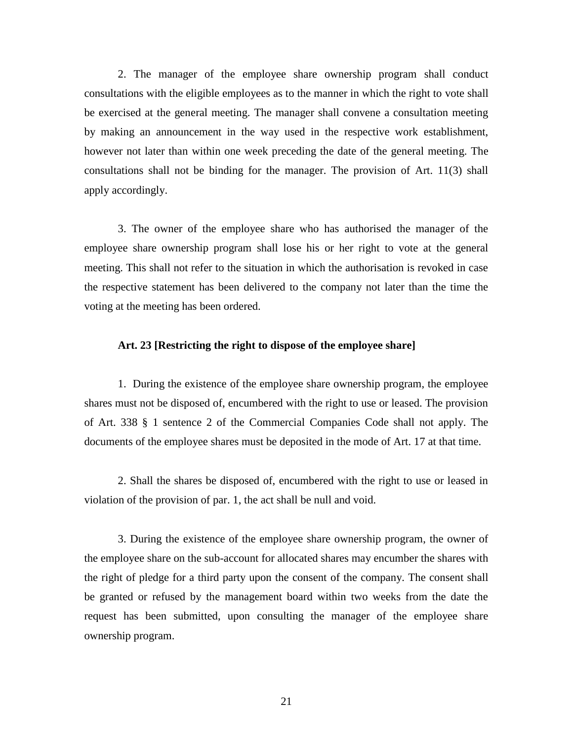2. The manager of the employee share ownership program shall conduct consultations with the eligible employees as to the manner in which the right to vote shall be exercised at the general meeting. The manager shall convene a consultation meeting by making an announcement in the way used in the respective work establishment, however not later than within one week preceding the date of the general meeting. The consultations shall not be binding for the manager. The provision of Art. 11(3) shall apply accordingly.

3. The owner of the employee share who has authorised the manager of the employee share ownership program shall lose his or her right to vote at the general meeting. This shall not refer to the situation in which the authorisation is revoked in case the respective statement has been delivered to the company not later than the time the voting at the meeting has been ordered.

**Art. 23 [Restricting the right to dispose of the employee share]**

1. During the existence of the employee share ownership program, the employee shares must not be disposed of, encumbered with the right to use or leased. The provision of Art. 338 § 1 sentence 2 of the Commercial Companies Code shall not apply. The documents of the employee shares must be deposited in the mode of Art. 17 at that time.

2. Shall the shares be disposed of, encumbered with the right to use or leased in violation of the provision of par. 1, the act shall be null and void.

3. During the existence of the employee share ownership program, the owner of the employee share on the sub-account for allocated shares may encumber the shares with the right of pledge for a third party upon the consent of the company. The consent shall be granted or refused by the management board within two weeks from the date the request has been submitted, upon consulting the manager of the employee share ownership program.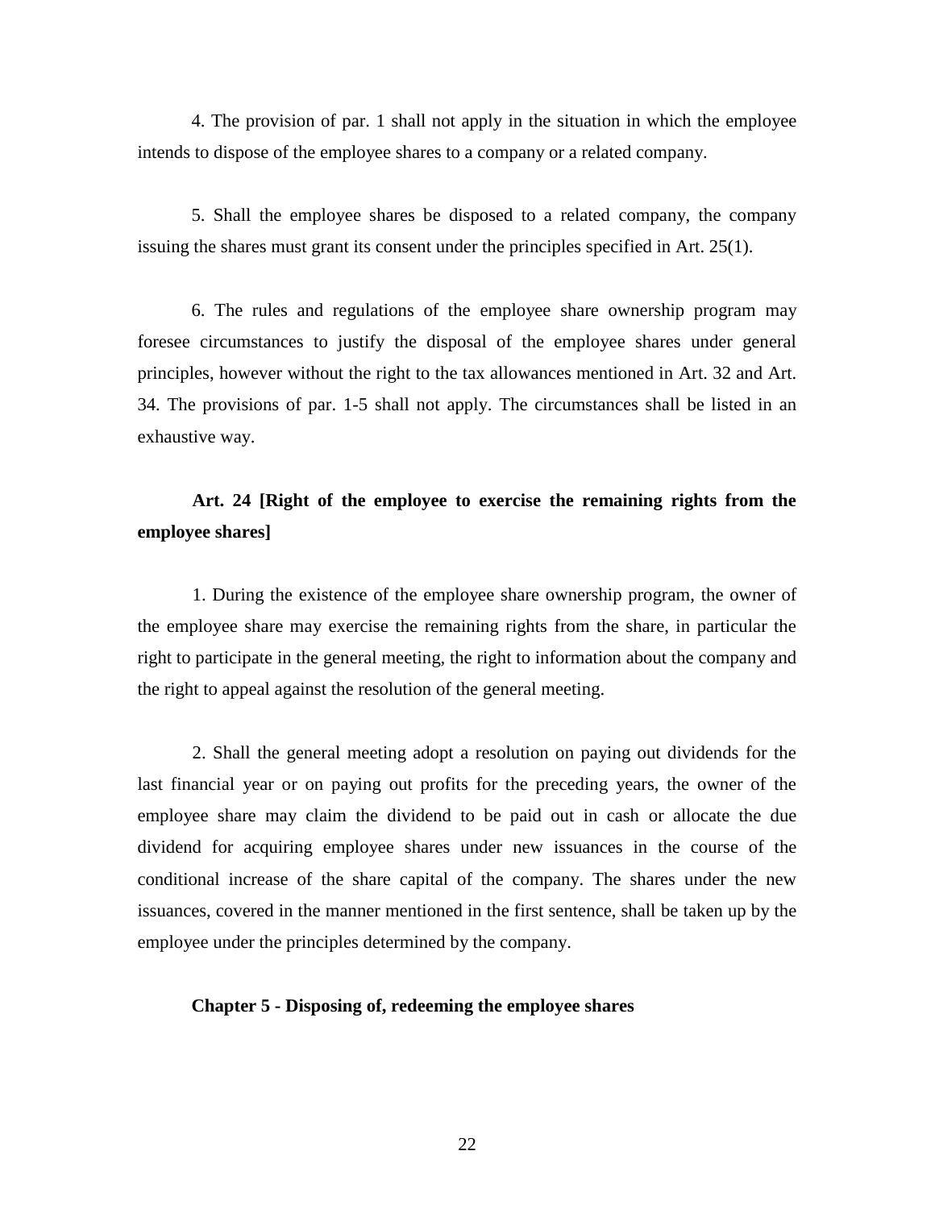4. The provision of par. 1 shall not apply in the situation in which the employee intends to dispose of the employee shares to a company or a related company.

5. Shall the employee shares be disposed to a related company, the company issuing the shares must grant its consent under the principles specified in Art. 25(1).

6. The rules and regulations of the employee share ownership program may foresee circumstances to justify the disposal of the employee shares under general principles, however without the right to the tax allowances mentioned in Art. 32 and Art. 34. The provisions of par. 1-5 shall not apply. The circumstances shall be listed in an exhaustive way.

**Art. 24 [Right of the employee to exercise the remaining rights from the employee shares]**

1. During the existence of the employee share ownership program, the owner of the employee share may exercise the remaining rights from the share, in particular the right to participate in the general meeting, the right to information about the company and the right to appeal against the resolution of the general meeting.

2. Shall the general meeting adopt a resolution on paying out dividends for the last financial year or on paying out profits for the preceding years, the owner of the employee share may claim the dividend to be paid out in cash or allocate the due dividend for acquiring employee shares under new issuances in the course of the conditional increase of the share capital of the company. The shares under the new issuances, covered in the manner mentioned in the first sentence, shall be taken up by the employee under the principles determined by the company.

**Chapter 5 - Disposing of, redeeming the employee shares**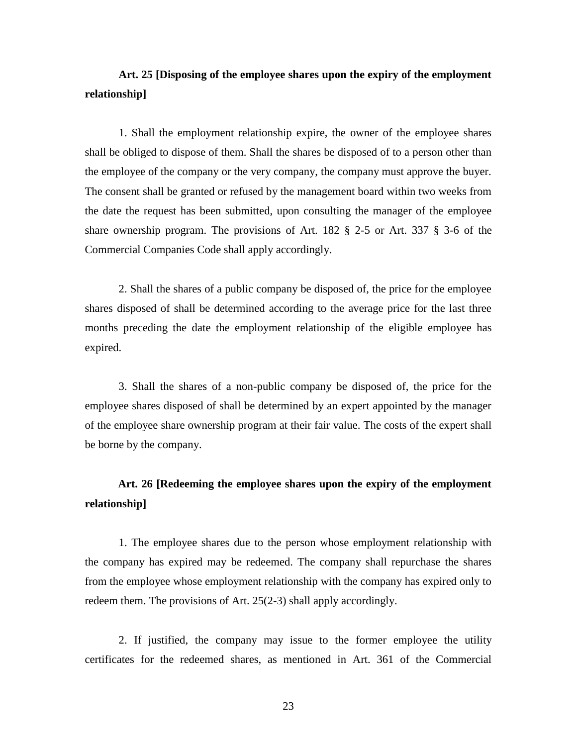**Art. 25 [Disposing of the employee shares upon the expiry of the employment relationship]**

1. Shall the employment relationship expire, the owner of the employee shares shall be obliged to dispose of them. Shall the shares be disposed of to a person other than the employee of the company or the very company, the company must approve the buyer. The consent shall be granted or refused by the management board within two weeks from the date the request has been submitted, upon consulting the manager of the employee share ownership program. The provisions of Art. 182 § 2-5 or Art. 337 § 3-6 of the Commercial Companies Code shall apply accordingly.

2. Shall the shares of a public company be disposed of, the price for the employee shares disposed of shall be determined according to the average price for the last three months preceding the date the employment relationship of the eligible employee has expired.

3. Shall the shares of a non-public company be disposed of, the price for the employee shares disposed of shall be determined by an expert appointed by the manager of the employee share ownership program at their fair value. The costs of the expert shall be borne by the company.

**Art. 26 [Redeeming the employee shares upon the expiry of the employment relationship]**

1. The employee shares due to the person whose employment relationship with the company has expired may be redeemed. The company shall repurchase the shares from the employee whose employment relationship with the company has expired only to redeem them. The provisions of Art. 25(2-3) shall apply accordingly.

2. If justified, the company may issue to the former employee the utility certificates for the redeemed shares, as mentioned in Art. 361 of the Commercial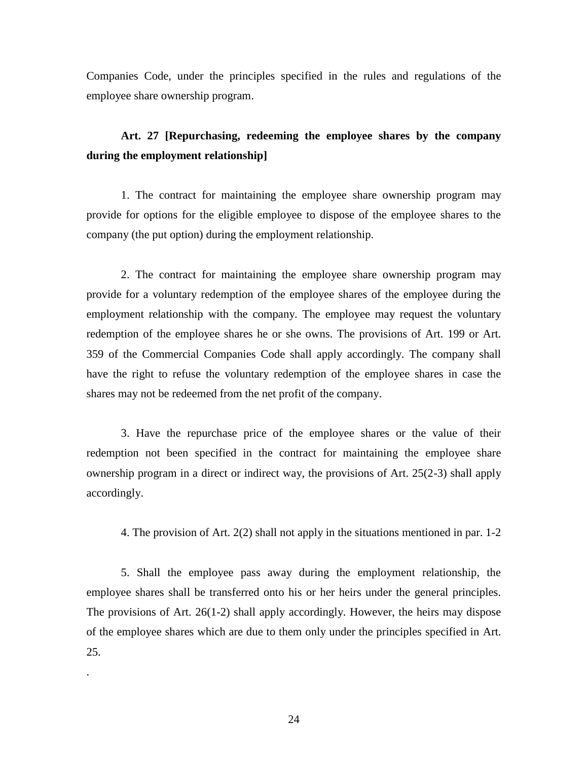Companies Code, under the principles specified in the rules and regulations of the employee share ownership program.

**Art. 27 [Repurchasing, redeeming the employee shares by the company during the employment relationship]**

1. The contract for maintaining the employee share ownership program may provide for options for the eligible employee to dispose of the employee shares to the company (the put option) during the employment relationship.

2. The contract for maintaining the employee share ownership program may provide for a voluntary redemption of the employee shares of the employee during the employment relationship with the company. The employee may request the voluntary redemption of the employee shares he or she owns. The provisions of Art. 199 or Art. 359 of the Commercial Companies Code shall apply accordingly. The company shall have the right to refuse the voluntary redemption of the employee shares in case the shares may not be redeemed from the net profit of the company.

3. Have the repurchase price of the employee shares or the value of their redemption not been specified in the contract for maintaining the employee share ownership program in a direct or indirect way, the provisions of Art. 25(2-3) shall apply accordingly.

4. The provision of Art. 2(2) shall not apply in the situations mentioned in par. 1-2

5. Shall the employee pass away during the employment relationship, the employee shares shall be transferred onto his or her heirs under the general principles. The provisions of Art. 26(1-2) shall apply accordingly. However, the heirs may dispose of the employee shares which are due to them only under the principles specified in Art. 25.

.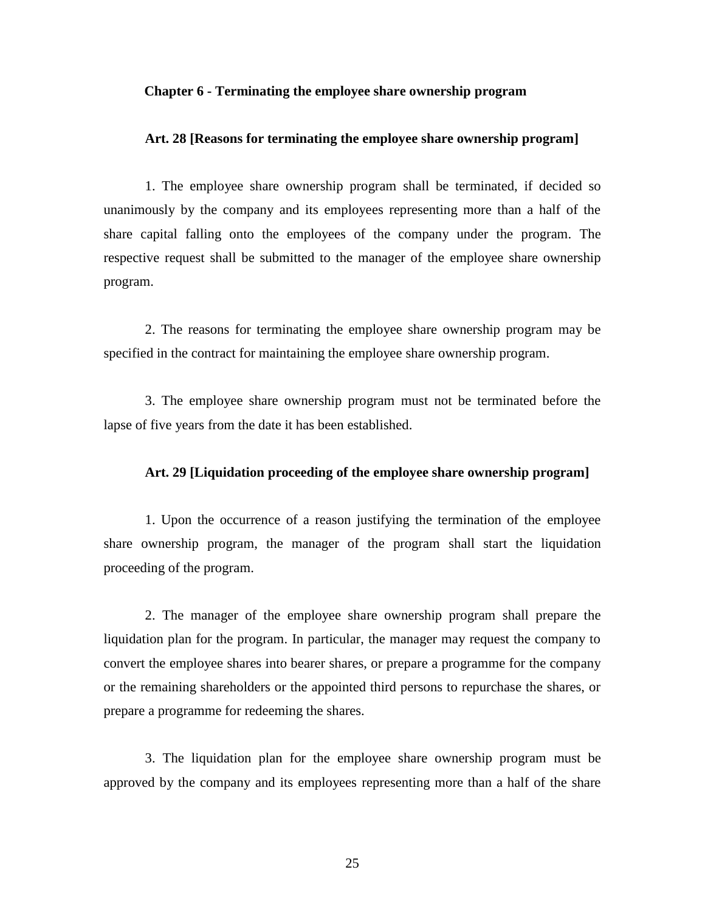## Chapter 6 - Terminating the employee share ownership program

### Art. 28 [Reasons for terminating the employee share ownership program]

1. The employee share ownership program shall be terminated, if decided so unanimously by the company and its employees representing more than a half of the share capital falling onto the employees of the company under the program. The respective request shall be submitted to the manager of the employee share ownership program.

2. The reasons for terminating the employee share ownership program may be specified in the contract for maintaining the employee share ownership program.

3. The employee share ownership program must not be terminated before the lapse of five years from the date it has been established.

### Art. 29 [Liquidation proceeding of the employee share ownership program]

1. Upon the occurrence of a reason justifying the termination of the employee share ownership program, the manager of the program shall start the liquidation proceeding of the program.

2. The manager of the employee share ownership program shall prepare the liquidation plan for the program. In particular, the manager may request the company to convert the employee shares into bearer shares, or prepare a programme for the company or the remaining shareholders or the appointed third persons to repurchase the shares, or prepare a programme for redeeming the shares.

3. The liquidation plan for the employee share ownership program must be approved by the company and its employees representing more than a half of the share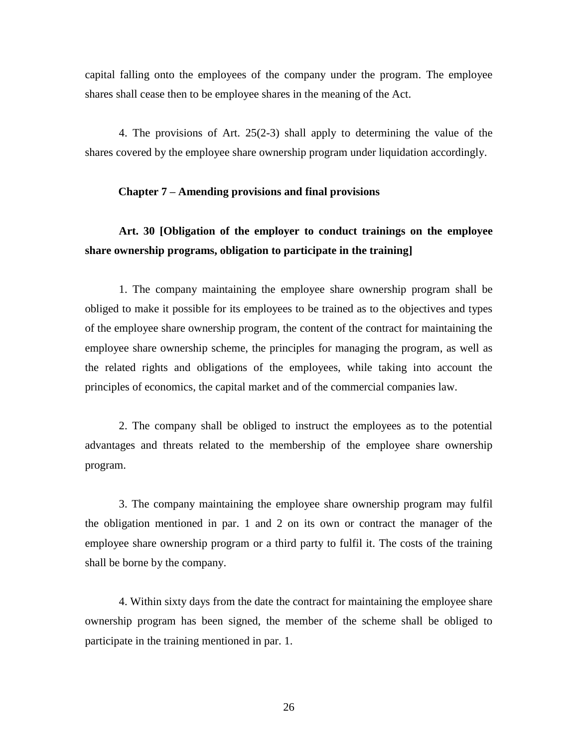capital falling onto the employees of the company under the program. The employee shares shall cease then to be employee shares in the meaning of the Act.

4. The provisions of Art. 25(2-3) shall apply to determining the value of the shares covered by the employee share ownership program under liquidation accordingly.

## Chapter 7 – Amending provisions and final provisions

### Art. 30 [Obligation of the employer to conduct trainings on the employee share ownership programs, obligation to participate in the training]

1. The company maintaining the employee share ownership program shall be obliged to make it possible for its employees to be trained as to the objectives and types of the employee share ownership program, the content of the contract for maintaining the employee share ownership scheme, the principles for managing the program, as well as the related rights and obligations of the employees, while taking into account the principles of economics, the capital market and of the commercial companies law.

2. The company shall be obliged to instruct the employees as to the potential advantages and threats related to the membership of the employee share ownership program.

3. The company maintaining the employee share ownership program may fulfil the obligation mentioned in par. 1 and 2 on its own or contract the manager of the employee share ownership program or a third party to fulfil it. The costs of the training shall be borne by the company.

4. Within sixty days from the date the contract for maintaining the employee share ownership program has been signed, the member of the scheme shall be obliged to participate in the training mentioned in par. 1.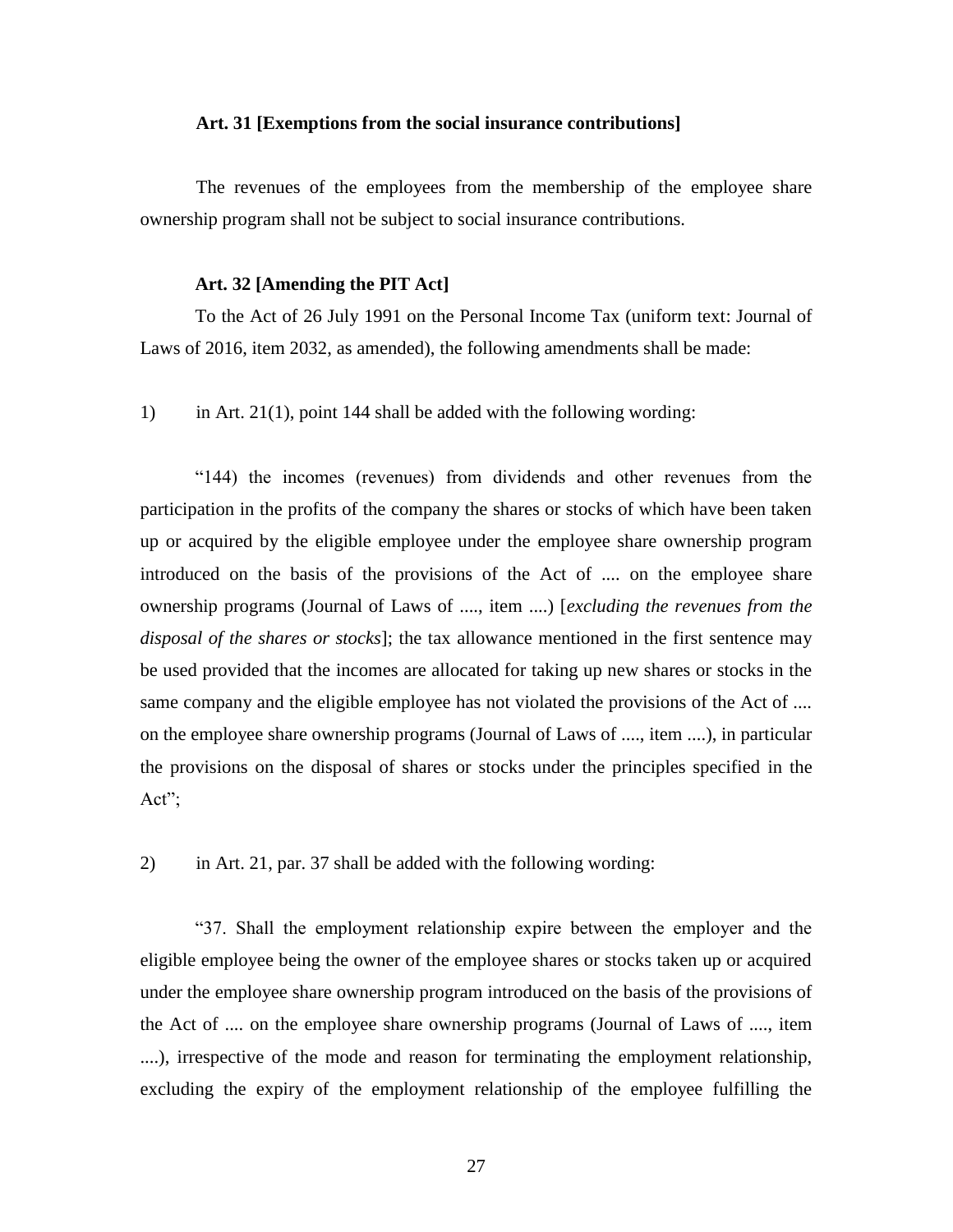**Art. 31 [Exemptions from the social insurance contributions]**

The revenues of the employees from the membership of the employee share ownership program shall not be subject to social insurance contributions.

**Art. 32 [Amending the PIT Act]**

To the Act of 26 July 1991 on the Personal Income Tax (uniform text: Journal of Laws of 2016, item 2032, as amended), the following amendments shall be made:

1) in Art. 21(1), point 144 shall be added with the following wording:

"144) the incomes (revenues) from dividends and other revenues from the participation in the profits of the company the shares or stocks of which have been taken up or acquired by the eligible employee under the employee share ownership program introduced on the basis of the provisions of the Act of .... on the employee share ownership programs (Journal of Laws of ...., item ....) [*excluding the revenues from the disposal of the shares or stocks*]; the tax allowance mentioned in the first sentence may be used provided that the incomes are allocated for taking up new shares or stocks in the same company and the eligible employee has not violated the provisions of the Act of .... on the employee share ownership programs (Journal of Laws of ...., item ....), in particular the provisions on the disposal of shares or stocks under the principles specified in the Act";

2) in Art. 21, par. 37 shall be added with the following wording:

"37. Shall the employment relationship expire between the employer and the eligible employee being the owner of the employee shares or stocks taken up or acquired under the employee share ownership program introduced on the basis of the provisions of the Act of .... on the employee share ownership programs (Journal of Laws of ...., item ....), irrespective of the mode and reason for terminating the employment relationship, excluding the expiry of the employment relationship of the employee fulfilling the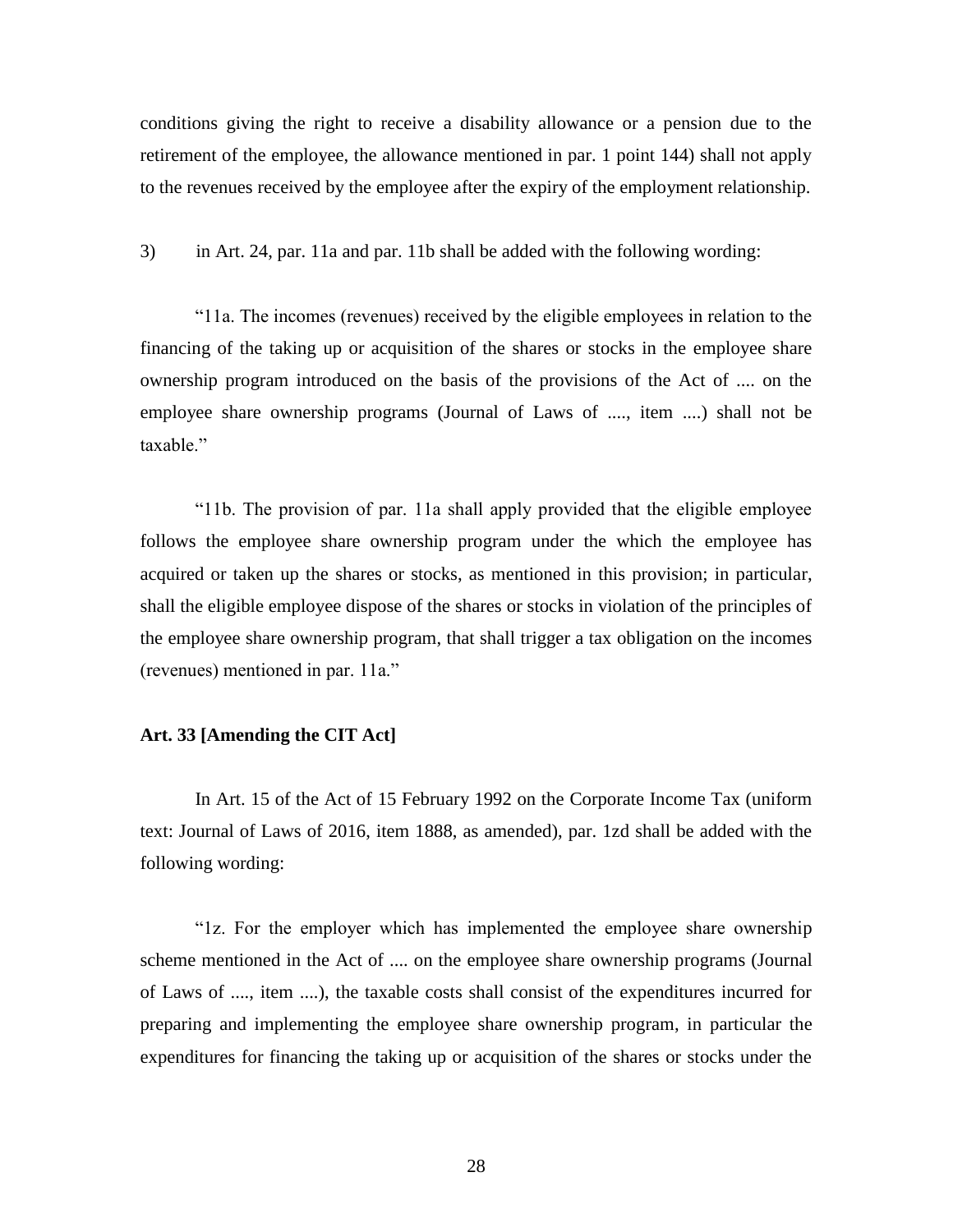conditions giving the right to receive a disability allowance or a pension due to the retirement of the employee, the allowance mentioned in par. 1 point 144) shall not apply to the revenues received by the employee after the expiry of the employment relationship.

3) in Art. 24, par. 11a and par. 11b shall be added with the following wording:

"11a. The incomes (revenues) received by the eligible employees in relation to the financing of the taking up or acquisition of the shares or stocks in the employee share ownership program introduced on the basis of the provisions of the Act of .... on the employee share ownership programs (Journal of Laws of ...., item ....) shall not be taxable."

"11b. The provision of par. 11a shall apply provided that the eligible employee follows the employee share ownership program under the which the employee has acquired or taken up the shares or stocks, as mentioned in this provision; in particular, shall the eligible employee dispose of the shares or stocks in violation of the principles of the employee share ownership program, that shall trigger a tax obligation on the incomes (revenues) mentioned in par. 11a."

**Art. 33 [Amending the CIT Act]**

In Art. 15 of the Act of 15 February 1992 on the Corporate Income Tax (uniform text: Journal of Laws of 2016, item 1888, as amended), par. 1zd shall be added with the following wording:

"1z. For the employer which has implemented the employee share ownership scheme mentioned in the Act of .... on the employee share ownership programs (Journal of Laws of ...., item ....), the taxable costs shall consist of the expenditures incurred for preparing and implementing the employee share ownership program, in particular the expenditures for financing the taking up or acquisition of the shares or stocks under the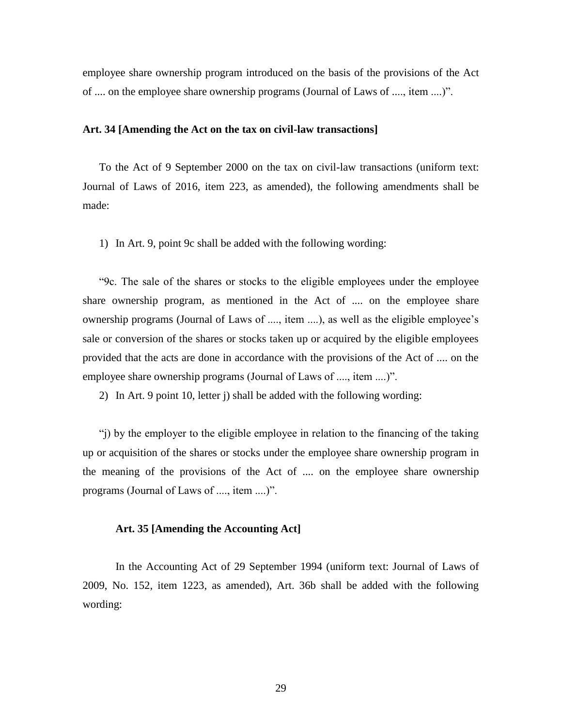employee share ownership program introduced on the basis of the provisions of the Act of .... on the employee share ownership programs (Journal of Laws of ...., item ....)".

**Art. 34 [Amending the Act on the tax on civil-law transactions]**

To the Act of 9 September 2000 on the tax on civil-law transactions (uniform text: Journal of Laws of 2016, item 223, as amended), the following amendments shall be made:

1) In Art. 9, point 9c shall be added with the following wording:

"9c. The sale of the shares or stocks to the eligible employees under the employee share ownership program, as mentioned in the Act of .... on the employee share ownership programs (Journal of Laws of ...., item ....), as well as the eligible employee's sale or conversion of the shares or stocks taken up or acquired by the eligible employees provided that the acts are done in accordance with the provisions of the Act of .... on the employee share ownership programs (Journal of Laws of ...., item ....)".

2) In Art. 9 point 10, letter j) shall be added with the following wording:

"j) by the employer to the eligible employee in relation to the financing of the taking up or acquisition of the shares or stocks under the employee share ownership program in the meaning of the provisions of the Act of .... on the employee share ownership programs (Journal of Laws of ...., item ....)".

**Art. 35 [Amending the Accounting Act]**

In the Accounting Act of 29 September 1994 (uniform text: Journal of Laws of 2009, No. 152, item 1223, as amended), Art. 36b shall be added with the following wording: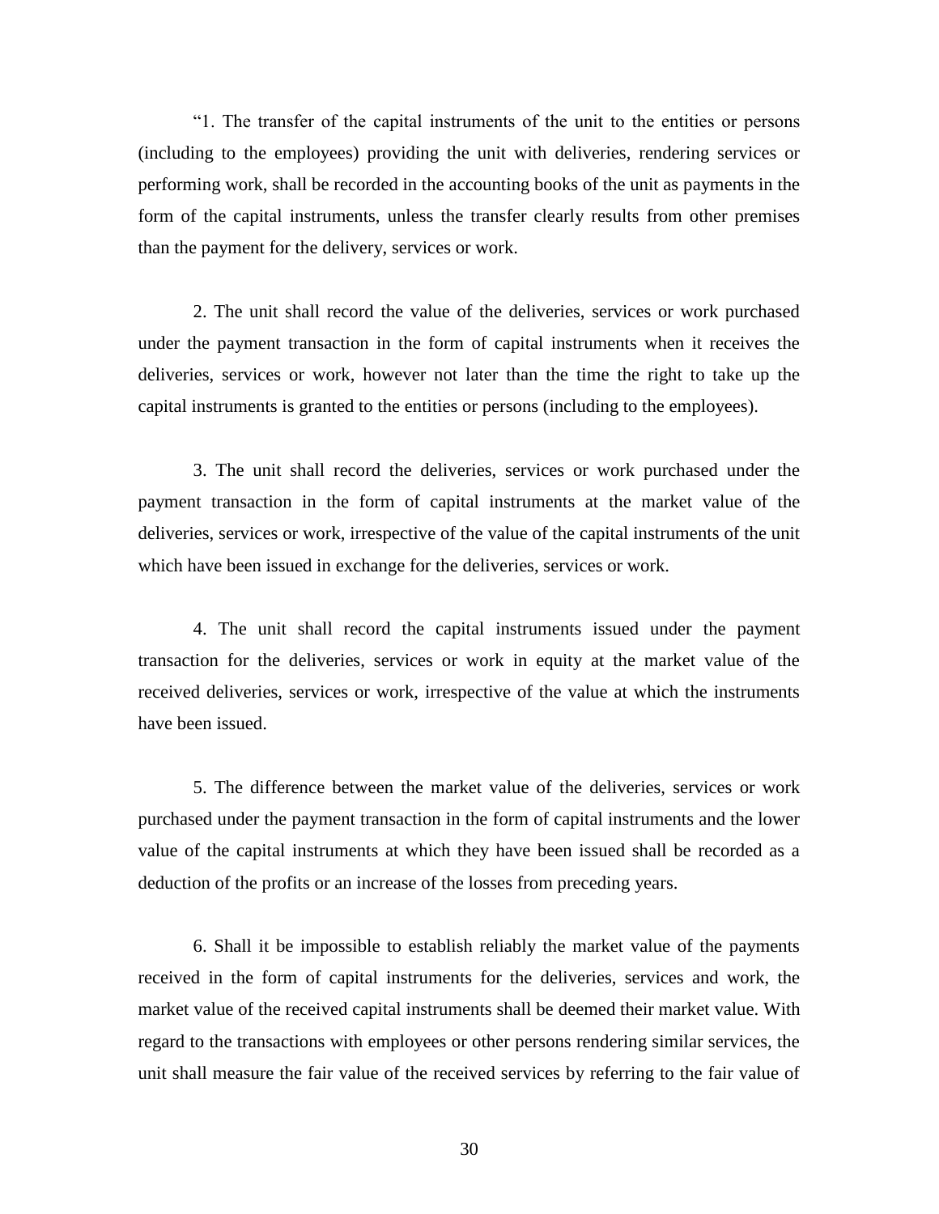“1. The transfer of the capital instruments of the unit to the entities or persons (including to the employees) providing the unit with deliveries, rendering services or performing work, shall be recorded in the accounting books of the unit as payments in the form of the capital instruments, unless the transfer clearly results from other premises than the payment for the delivery, services or work.

2. The unit shall record the value of the deliveries, services or work purchased under the payment transaction in the form of capital instruments when it receives the deliveries, services or work, however not later than the time the right to take up the capital instruments is granted to the entities or persons (including to the employees).

3. The unit shall record the deliveries, services or work purchased under the payment transaction in the form of capital instruments at the market value of the deliveries, services or work, irrespective of the value of the capital instruments of the unit which have been issued in exchange for the deliveries, services or work.

4. The unit shall record the capital instruments issued under the payment transaction for the deliveries, services or work in equity at the market value of the received deliveries, services or work, irrespective of the value at which the instruments have been issued.

5. The difference between the market value of the deliveries, services or work purchased under the payment transaction in the form of capital instruments and the lower value of the capital instruments at which they have been issued shall be recorded as a deduction of the profits or an increase of the losses from preceding years.

6. Shall it be impossible to establish reliably the market value of the payments received in the form of capital instruments for the deliveries, services and work, the market value of the received capital instruments shall be deemed their market value. With regard to the transactions with employees or other persons rendering similar services, the unit shall measure the fair value of the received services by referring to the fair value of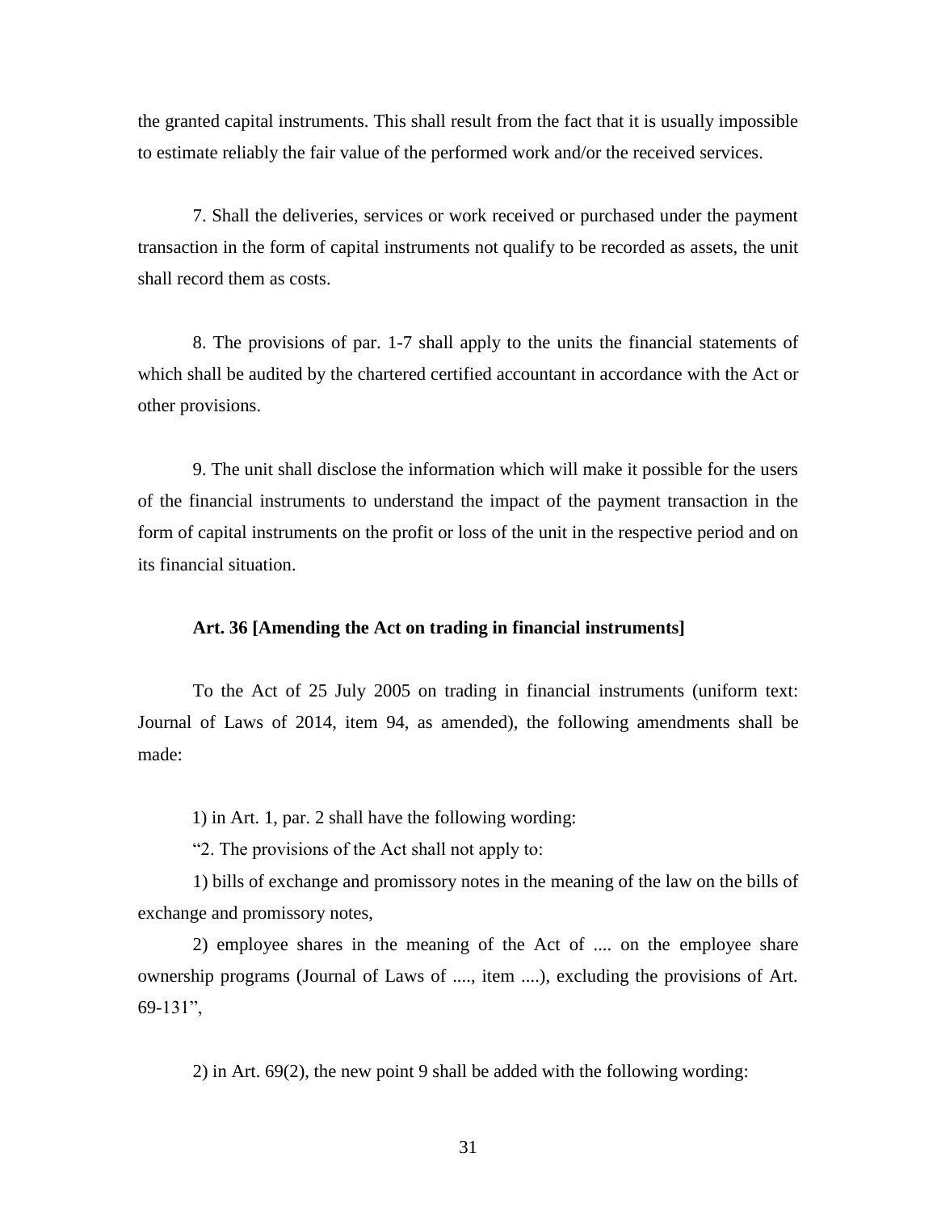the granted capital instruments. This shall result from the fact that it is usually impossible to estimate reliably the fair value of the performed work and/or the received services.

7. Shall the deliveries, services or work received or purchased under the payment transaction in the form of capital instruments not qualify to be recorded as assets, the unit shall record them as costs.

8. The provisions of par. 1-7 shall apply to the units the financial statements of which shall be audited by the chartered certified accountant in accordance with the Act or other provisions.

9. The unit shall disclose the information which will make it possible for the users of the financial instruments to understand the impact of the payment transaction in the form of capital instruments on the profit or loss of the unit in the respective period and on its financial situation.

**Art. 36 [Amending the Act on trading in financial instruments]**

To the Act of 25 July 2005 on trading in financial instruments (uniform text: Journal of Laws of 2014, item 94, as amended), the following amendments shall be made:

1) in Art. 1, par. 2 shall have the following wording:

"2. The provisions of the Act shall not apply to:

1) bills of exchange and promissory notes in the meaning of the law on the bills of exchange and promissory notes,

2) employee shares in the meaning of the Act of .... on the employee share ownership programs (Journal of Laws of ...., item ....), excluding the provisions of Art. 69-131",

2) in Art. 69(2), the new point 9 shall be added with the following wording: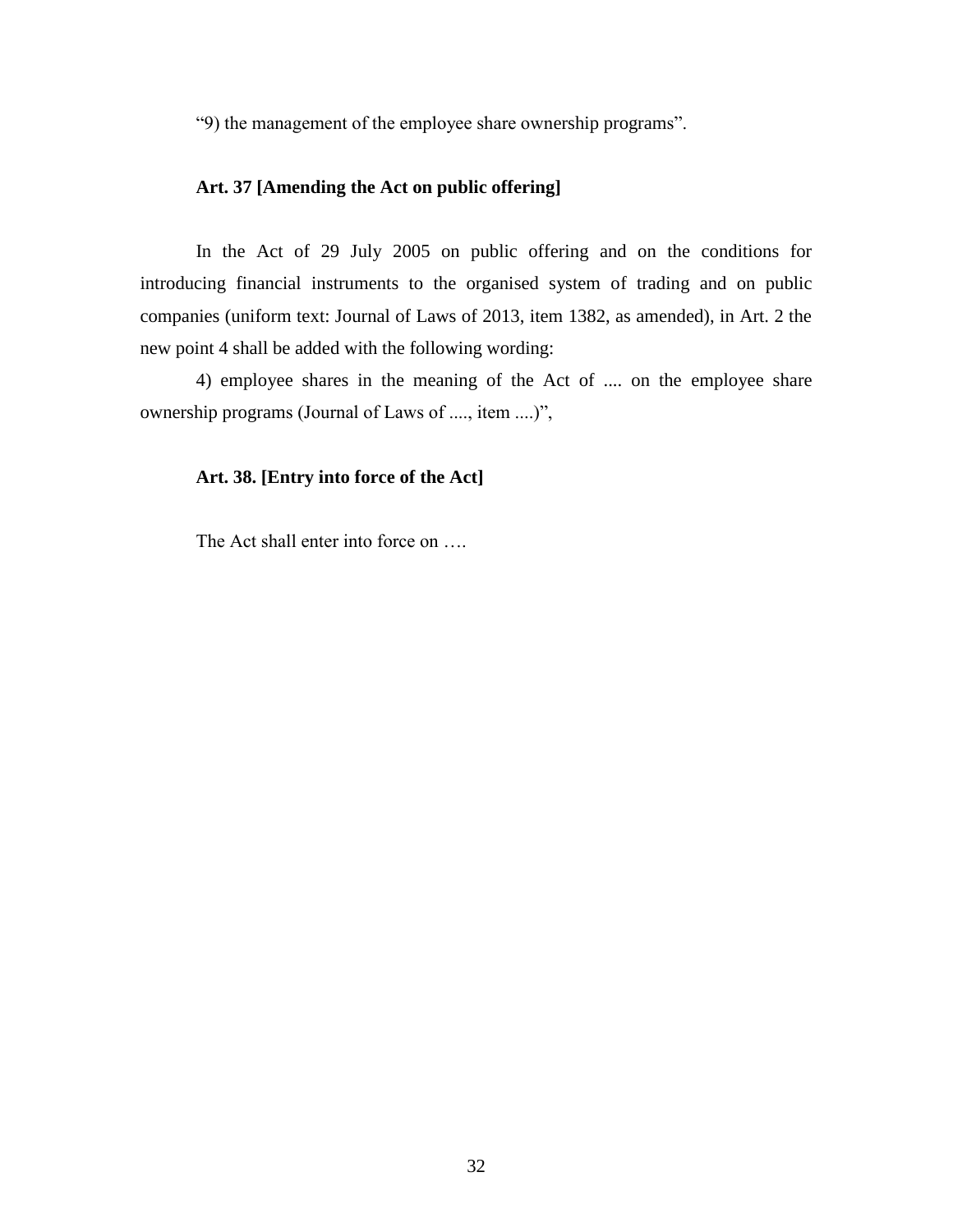“9) the management of the employee share ownership programs”.

**Art. 37 [Amending the Act on public offering]**

In the Act of 29 July 2005 on public offering and on the conditions for introducing financial instruments to the organised system of trading and on public companies (uniform text: Journal of Laws of 2013, item 1382, as amended), in Art. 2 the new point 4 shall be added with the following wording:

4) employee shares in the meaning of the Act of .... on the employee share ownership programs (Journal of Laws of ...., item ....)”,

**Art. 38. [Entry into force of the Act]**

The Act shall enter into force on ….